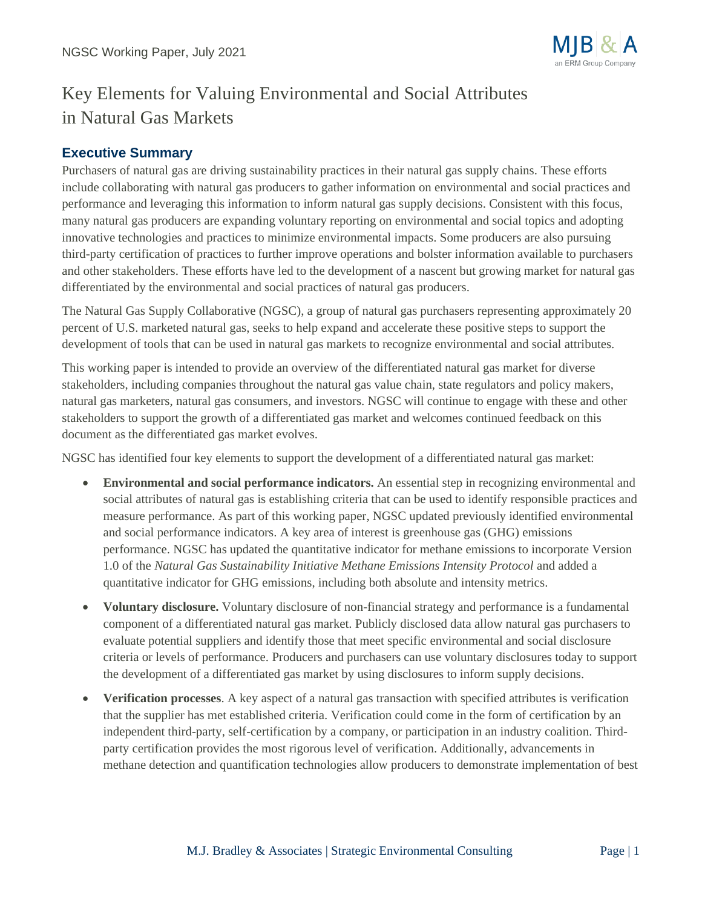# Key Elements for Valuing Environmental and Social Attributes in Natural Gas Markets

## Executive Summary

Purchasers of natural gas are driving sustainability practices in their natural gas supply chains. These efforts include collaborating with natural gas producers to gather information on environmental and social practices and performance and leveraging this information to inform natural gas supply decisions. Consistent with this focus, many natural gas producers are expanding voluntary reporting on environmental and social topics and adopting innovative technologies and practices to minimize environmental impacts. Some producers are also pursuing third-party certification of practices to further improve operations and bolster information available to purchasers and other stakeholders. These efforts have led to the development of a nascent but growing market for natural gas differentiated by the environmental and social practices of natural gas producers.

The Natural Gas Supply Collaborative (NGSC), a group of natural gas purchasers representing approximately 20 percent of U.S. marketed natural gas, seeks to help expand and accelerate these positive steps to support the development of tools that can be used in natural gas markets to recognize environmental and social attributes.

This working paper is intended to provide an overview of the differentiated natural gas market for diverse stakeholders, including companies throughout the natural gas value chain, state regulators and policy makers, natural gas marketers, natural gas consumers, and investors. NGSC will continue to engage with these and other stakeholders to support the growth of a differentiated gas market and welcomes continued feedback on this document as the differentiated gas market evolves.

NGSC has identified four key elements to support the development of a differentiated natural gas market:

- **Environmental and social performance indicators.** An essential step in recognizing environmental and social attributes of natural gas is establishing criteria that can be used to identify responsible practices and measure performance. As part of this working paper, NGSC updated previously identified environmental and social performance indicators. A key area of interest is greenhouse gas (GHG) emissions performance. NGSC has updated the quantitative indicator for methane emissions to incorporate Version 1.0 of the *Natural Gas Sustainability Initiative Methane Emissions Intensity Protocol* and added a quantitative indicator for GHG emissions, including both absolute and intensity metrics.
- **Voluntary disclosure.** Voluntary disclosure of non-financial strategy and performance is a fundamental component of a differentiated natural gas market. Publicly disclosed data allow natural gas purchasers to evaluate potential suppliers and identify those that meet specific environmental and social disclosure criteria or levels of performance. Producers and purchasers can use voluntary disclosures today to support the development of a differentiated gas market by using disclosures to inform supply decisions.
- **Verification processes**. A key aspect of a natural gas transaction with specified attributes is verification that the supplier has met established criteria. Verification could come in the form of certification by an independent third-party, self-certification by a company, or participation in an industry coalition. Third-party certification provides the most rigorous level of verification. Additionally, advancements in methane detection and quantification technologies allow producers to demonstrate implementation of best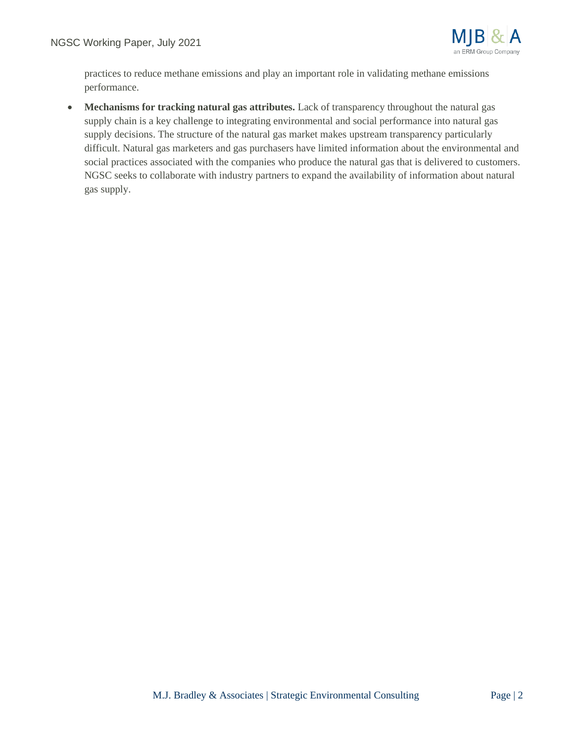practices to reduce methane emissions and play an important role in validating methane emissions performance.

- **Mechanisms for tracking natural gas attributes.** Lack of transparency throughout the natural gas supply chain is a key challenge to integrating environmental and social performance into natural gas supply decisions. The structure of the natural gas market makes upstream transparency particularly difficult. Natural gas marketers and gas purchasers have limited information about the environmental and social practices associated with the companies who produce the natural gas that is delivered to customers. NGSC seeks to collaborate with industry partners to expand the availability of information about natural gas supply.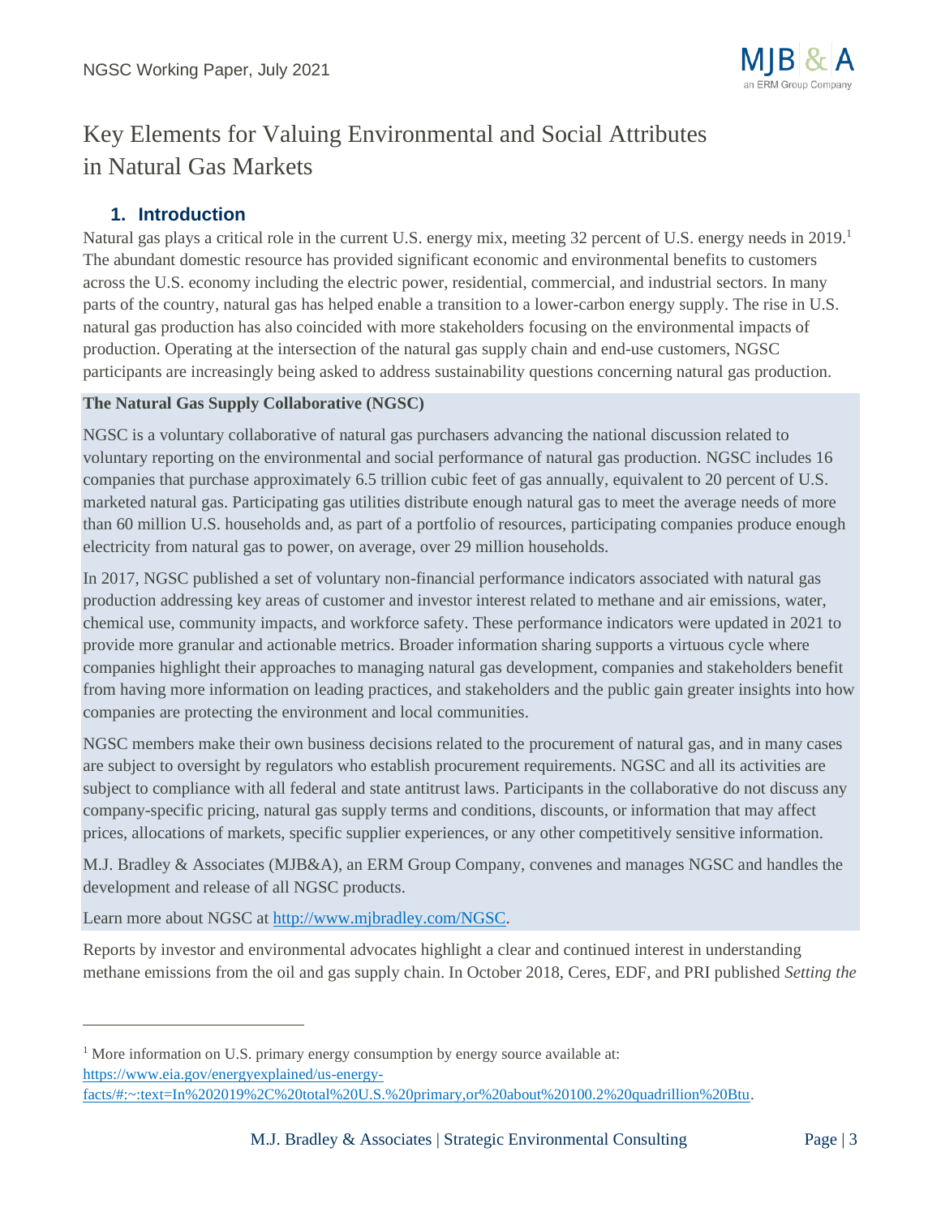# Key Elements for Valuing Environmental and Social Attributes in Natural Gas Markets

## 1. Introduction

Natural gas plays a critical role in the current U.S. energy mix, meeting 32 percent of U.S. energy needs in 2019.[1] The abundant domestic resource has provided significant economic and environmental benefits to customers across the U.S. economy including the electric power, residential, commercial, and industrial sectors. In many parts of the country, natural gas has helped enable a transition to a lower-carbon energy supply. The rise in U.S. natural gas production has also coincided with more stakeholders focusing on the environmental impacts of production. Operating at the intersection of the natural gas supply chain and end-use customers, NGSC participants are increasingly being asked to address sustainability questions concerning natural gas production.

**The Natural Gas Supply Collaborative (NGSC)**

NGSC is a voluntary collaborative of natural gas purchasers advancing the national discussion related to voluntary reporting on the environmental and social performance of natural gas production. NGSC includes 16 companies that purchase approximately 6.5 trillion cubic feet of gas annually, equivalent to 20 percent of U.S. marketed natural gas. Participating gas utilities distribute enough natural gas to meet the average needs of more than 60 million U.S. households and, as part of a portfolio of resources, participating companies produce enough electricity from natural gas to power, on average, over 29 million households.

In 2017, NGSC published a set of voluntary non-financial performance indicators associated with natural gas production addressing key areas of customer and investor interest related to methane and air emissions, water, chemical use, community impacts, and workforce safety. These performance indicators were updated in 2021 to provide more granular and actionable metrics. Broader information sharing supports a virtuous cycle where companies highlight their approaches to managing natural gas development, companies and stakeholders benefit from having more information on leading practices, and stakeholders and the public gain greater insights into how companies are protecting the environment and local communities.

NGSC members make their own business decisions related to the procurement of natural gas, and in many cases are subject to oversight by regulators who establish procurement requirements. NGSC and all its activities are subject to compliance with all federal and state antitrust laws. Participants in the collaborative do not discuss any company-specific pricing, natural gas supply terms and conditions, discounts, or information that may affect prices, allocations of markets, specific supplier experiences, or any other competitively sensitive information.

M.J. Bradley & Associates (MJB&A), an ERM Group Company, convenes and manages NGSC and handles the development and release of all NGSC products.

Learn more about NGSC at [http://www.mjbradley.com/NGSC](http://www.mjbradley.com/NGSC).

Reports by investor and environmental advocates highlight a clear and continued interest in understanding methane emissions from the oil and gas supply chain. In October 2018, Ceres, EDF, and PRI published *Setting the*

---

[1] More information on U.S. primary energy consumption by energy source available at: [https://www.eia.gov/energyexplained/us-energy-facts/#:~:text=In%202019%2C%20total%20U.S.%20primary,or%20about%20100.2%20quadrillion%20Btu](https://www.eia.gov/energyexplained/us-energy-facts/#:~:text=In%202019%2C%20total%20U.S.%20primary,or%20about%20100.2%20quadrillion%20Btu).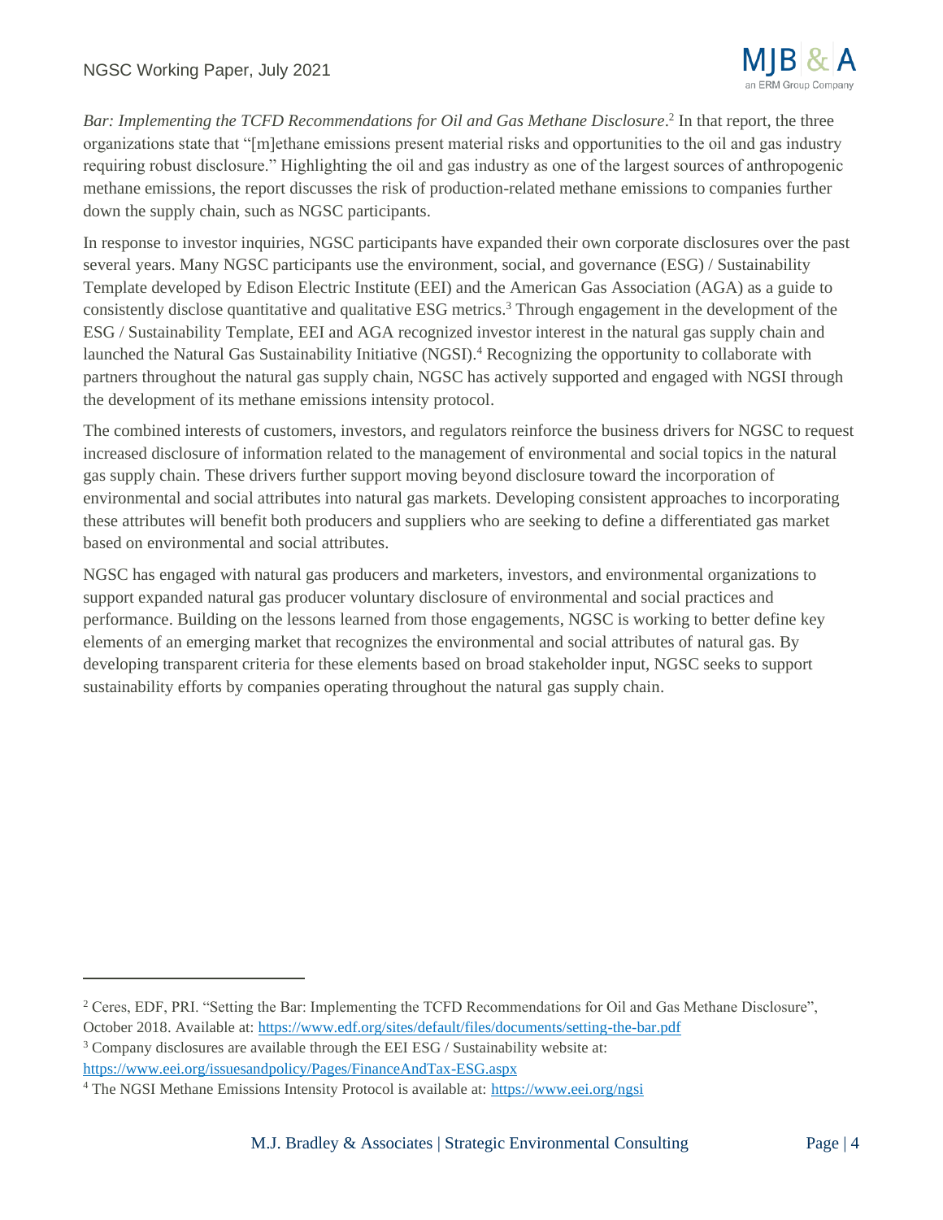*Bar: Implementing the TCFD Recommendations for Oil and Gas Methane Disclosure*.[2] In that report, the three organizations state that "[m]ethane emissions present material risks and opportunities to the oil and gas industry requiring robust disclosure." Highlighting the oil and gas industry as one of the largest sources of anthropogenic methane emissions, the report discusses the risk of production-related methane emissions to companies further down the supply chain, such as NGSC participants.

In response to investor inquiries, NGSC participants have expanded their own corporate disclosures over the past several years. Many NGSC participants use the environment, social, and governance (ESG) / Sustainability Template developed by Edison Electric Institute (EEI) and the American Gas Association (AGA) as a guide to consistently disclose quantitative and qualitative ESG metrics.[3] Through engagement in the development of the ESG / Sustainability Template, EEI and AGA recognized investor interest in the natural gas supply chain and launched the Natural Gas Sustainability Initiative (NGSI).[4] Recognizing the opportunity to collaborate with partners throughout the natural gas supply chain, NGSC has actively supported and engaged with NGSI through the development of its methane emissions intensity protocol.

The combined interests of customers, investors, and regulators reinforce the business drivers for NGSC to request increased disclosure of information related to the management of environmental and social topics in the natural gas supply chain. These drivers further support moving beyond disclosure toward the incorporation of environmental and social attributes into natural gas markets. Developing consistent approaches to incorporating these attributes will benefit both producers and suppliers who are seeking to define a differentiated gas market based on environmental and social attributes.

NGSC has engaged with natural gas producers and marketers, investors, and environmental organizations to support expanded natural gas producer voluntary disclosure of environmental and social practices and performance. Building on the lessons learned from those engagements, NGSC is working to better define key elements of an emerging market that recognizes the environmental and social attributes of natural gas. By developing transparent criteria for these elements based on broad stakeholder input, NGSC seeks to support sustainability efforts by companies operating throughout the natural gas supply chain.

---

[2] Ceres, EDF, PRI. "Setting the Bar: Implementing the TCFD Recommendations for Oil and Gas Methane Disclosure", October 2018. Available at: https://www.edf.org/sites/default/files/documents/setting-the-bar.pdf

[3] Company disclosures are available through the EEI ESG / Sustainability website at: https://www.eei.org/issuesandpolicy/Pages/FinanceAndTax-ESG.aspx

[4] The NGSI Methane Emissions Intensity Protocol is available at: https://www.eei.org/ngsi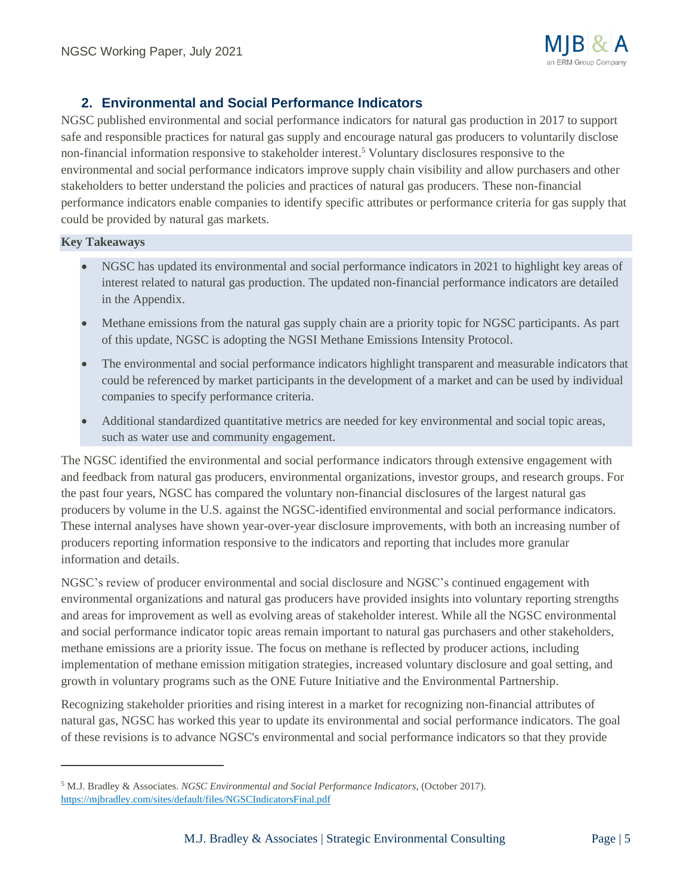## 2. Environmental and Social Performance Indicators

NGSC published environmental and social performance indicators for natural gas production in 2017 to support safe and responsible practices for natural gas supply and encourage natural gas producers to voluntarily disclose non-financial information responsive to stakeholder interest.[5] Voluntary disclosures responsive to the environmental and social performance indicators improve supply chain visibility and allow purchasers and other stakeholders to better understand the policies and practices of natural gas producers. These non-financial performance indicators enable companies to identify specific attributes or performance criteria for gas supply that could be provided by natural gas markets.

**Key Takeaways**

- NGSC has updated its environmental and social performance indicators in 2021 to highlight key areas of interest related to natural gas production. The updated non-financial performance indicators are detailed in the Appendix.
- Methane emissions from the natural gas supply chain are a priority topic for NGSC participants. As part of this update, NGSC is adopting the NGSI Methane Emissions Intensity Protocol.
- The environmental and social performance indicators highlight transparent and measurable indicators that could be referenced by market participants in the development of a market and can be used by individual companies to specify performance criteria.
- Additional standardized quantitative metrics are needed for key environmental and social topic areas, such as water use and community engagement.

The NGSC identified the environmental and social performance indicators through extensive engagement with and feedback from natural gas producers, environmental organizations, investor groups, and research groups. For the past four years, NGSC has compared the voluntary non-financial disclosures of the largest natural gas producers by volume in the U.S. against the NGSC-identified environmental and social performance indicators. These internal analyses have shown year-over-year disclosure improvements, with both an increasing number of producers reporting information responsive to the indicators and reporting that includes more granular information and details.

NGSC's review of producer environmental and social disclosure and NGSC's continued engagement with environmental organizations and natural gas producers have provided insights into voluntary reporting strengths and areas for improvement as well as evolving areas of stakeholder interest. While all the NGSC environmental and social performance indicator topic areas remain important to natural gas purchasers and other stakeholders, methane emissions are a priority issue. The focus on methane is reflected by producer actions, including implementation of methane emission mitigation strategies, increased voluntary disclosure and goal setting, and growth in voluntary programs such as the ONE Future Initiative and the Environmental Partnership.

Recognizing stakeholder priorities and rising interest in a market for recognizing non-financial attributes of natural gas, NGSC has worked this year to update its environmental and social performance indicators. The goal of these revisions is to advance NGSC's environmental and social performance indicators so that they provide

---

[5] M.J. Bradley & Associates. *NGSC Environmental and Social Performance Indicators,* (October 2017). https://mjbradley.com/sites/default/files/NGSCIndicatorsFinal.pdf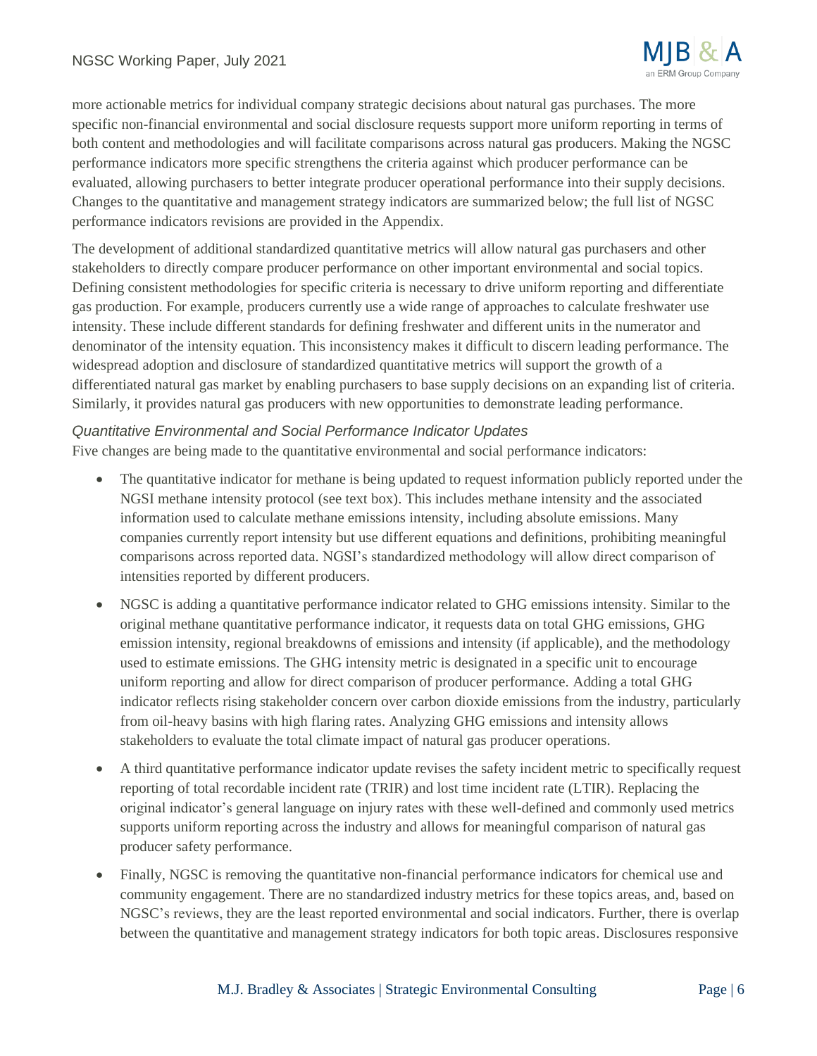more actionable metrics for individual company strategic decisions about natural gas purchases. The more specific non-financial environmental and social disclosure requests support more uniform reporting in terms of both content and methodologies and will facilitate comparisons across natural gas producers. Making the NGSC performance indicators more specific strengthens the criteria against which producer performance can be evaluated, allowing purchasers to better integrate producer operational performance into their supply decisions. Changes to the quantitative and management strategy indicators are summarized below; the full list of NGSC performance indicators revisions are provided in the Appendix.

The development of additional standardized quantitative metrics will allow natural gas purchasers and other stakeholders to directly compare producer performance on other important environmental and social topics. Defining consistent methodologies for specific criteria is necessary to drive uniform reporting and differentiate gas production. For example, producers currently use a wide range of approaches to calculate freshwater use intensity. These include different standards for defining freshwater and different units in the numerator and denominator of the intensity equation. This inconsistency makes it difficult to discern leading performance. The widespread adoption and disclosure of standardized quantitative metrics will support the growth of a differentiated natural gas market by enabling purchasers to base supply decisions on an expanding list of criteria. Similarly, it provides natural gas producers with new opportunities to demonstrate leading performance.

### *Quantitative Environmental and Social Performance Indicator Updates*

Five changes are being made to the quantitative environmental and social performance indicators:

- The quantitative indicator for methane is being updated to request information publicly reported under the NGSI methane intensity protocol (see text box). This includes methane intensity and the associated information used to calculate methane emissions intensity, including absolute emissions. Many companies currently report intensity but use different equations and definitions, prohibiting meaningful comparisons across reported data. NGSI's standardized methodology will allow direct comparison of intensities reported by different producers.
- NGSC is adding a quantitative performance indicator related to GHG emissions intensity. Similar to the original methane quantitative performance indicator, it requests data on total GHG emissions, GHG emission intensity, regional breakdowns of emissions and intensity (if applicable), and the methodology used to estimate emissions. The GHG intensity metric is designated in a specific unit to encourage uniform reporting and allow for direct comparison of producer performance. Adding a total GHG indicator reflects rising stakeholder concern over carbon dioxide emissions from the industry, particularly from oil-heavy basins with high flaring rates. Analyzing GHG emissions and intensity allows stakeholders to evaluate the total climate impact of natural gas producer operations.
- A third quantitative performance indicator update revises the safety incident metric to specifically request reporting of total recordable incident rate (TRIR) and lost time incident rate (LTIR). Replacing the original indicator's general language on injury rates with these well-defined and commonly used metrics supports uniform reporting across the industry and allows for meaningful comparison of natural gas producer safety performance.
- Finally, NGSC is removing the quantitative non-financial performance indicators for chemical use and community engagement. There are no standardized industry metrics for these topics areas, and, based on NGSC's reviews, they are the least reported environmental and social indicators. Further, there is overlap between the quantitative and management strategy indicators for both topic areas. Disclosures responsive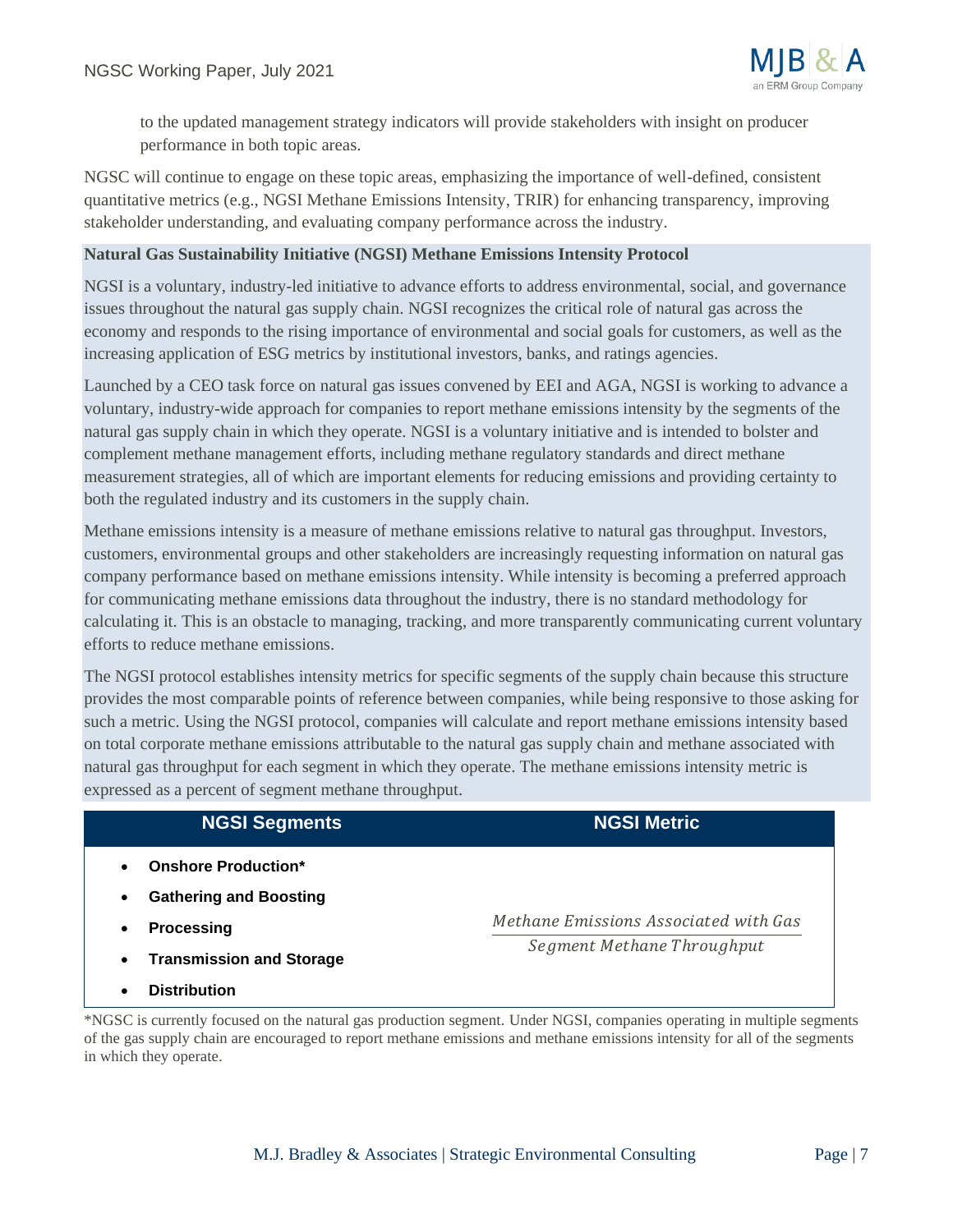to the updated management strategy indicators will provide stakeholders with insight on producer performance in both topic areas.

NGSC will continue to engage on these topic areas, emphasizing the importance of well-defined, consistent quantitative metrics (e.g., NGSI Methane Emissions Intensity, TRIR) for enhancing transparency, improving stakeholder understanding, and evaluating company performance across the industry.

**Natural Gas Sustainability Initiative (NGSI) Methane Emissions Intensity Protocol**

NGSI is a voluntary, industry-led initiative to advance efforts to address environmental, social, and governance issues throughout the natural gas supply chain. NGSI recognizes the critical role of natural gas across the economy and responds to the rising importance of environmental and social goals for customers, as well as the increasing application of ESG metrics by institutional investors, banks, and ratings agencies.

Launched by a CEO task force on natural gas issues convened by EEI and AGA, NGSI is working to advance a voluntary, industry-wide approach for companies to report methane emissions intensity by the segments of the natural gas supply chain in which they operate. NGSI is a voluntary initiative and is intended to bolster and complement methane management efforts, including methane regulatory standards and direct methane measurement strategies, all of which are important elements for reducing emissions and providing certainty to both the regulated industry and its customers in the supply chain.

Methane emissions intensity is a measure of methane emissions relative to natural gas throughput. Investors, customers, environmental groups and other stakeholders are increasingly requesting information on natural gas company performance based on methane emissions intensity. While intensity is becoming a preferred approach for communicating methane emissions data throughout the industry, there is no standard methodology for calculating it. This is an obstacle to managing, tracking, and more transparently communicating current voluntary efforts to reduce methane emissions.

The NGSI protocol establishes intensity metrics for specific segments of the supply chain because this structure provides the most comparable points of reference between companies, while being responsive to those asking for such a metric. Using the NGSI protocol, companies will calculate and report methane emissions intensity based on total corporate methane emissions attributable to the natural gas supply chain and methane associated with natural gas throughput for each segment in which they operate. The methane emissions intensity metric is expressed as a percent of segment methane throughput.

| NGSI Segments | NGSI Metric |
| --- | --- |
| • **Onshore Production***<br>• **Gathering and Boosting**<br>• **Processing**<br>• **Transmission and Storage**<br>• **Distribution** | $\frac{\textit{Methane Emissions Associated with Gas}}{\textit{Segment Methane Throughput}}$ |

*NGSC is currently focused on the natural gas production segment. Under NGSI, companies operating in multiple segments of the gas supply chain are encouraged to report methane emissions and methane emissions intensity for all of the segments in which they operate.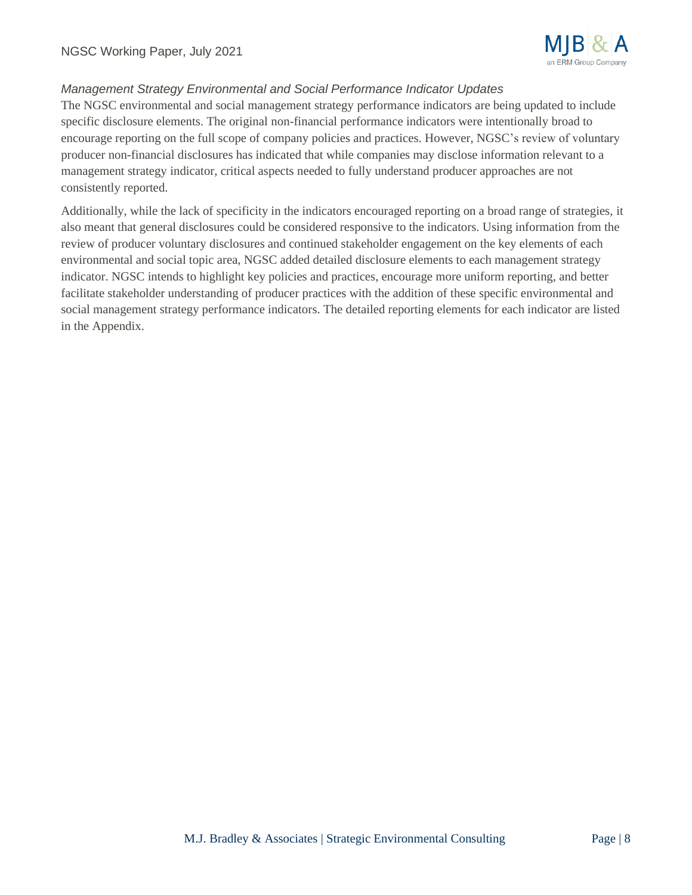### *Management Strategy Environmental and Social Performance Indicator Updates*

The NGSC environmental and social management strategy performance indicators are being updated to include specific disclosure elements. The original non-financial performance indicators were intentionally broad to encourage reporting on the full scope of company policies and practices. However, NGSC's review of voluntary producer non-financial disclosures has indicated that while companies may disclose information relevant to a management strategy indicator, critical aspects needed to fully understand producer approaches are not consistently reported.

Additionally, while the lack of specificity in the indicators encouraged reporting on a broad range of strategies, it also meant that general disclosures could be considered responsive to the indicators. Using information from the review of producer voluntary disclosures and continued stakeholder engagement on the key elements of each environmental and social topic area, NGSC added detailed disclosure elements to each management strategy indicator. NGSC intends to highlight key policies and practices, encourage more uniform reporting, and better facilitate stakeholder understanding of producer practices with the addition of these specific environmental and social management strategy performance indicators. The detailed reporting elements for each indicator are listed in the Appendix.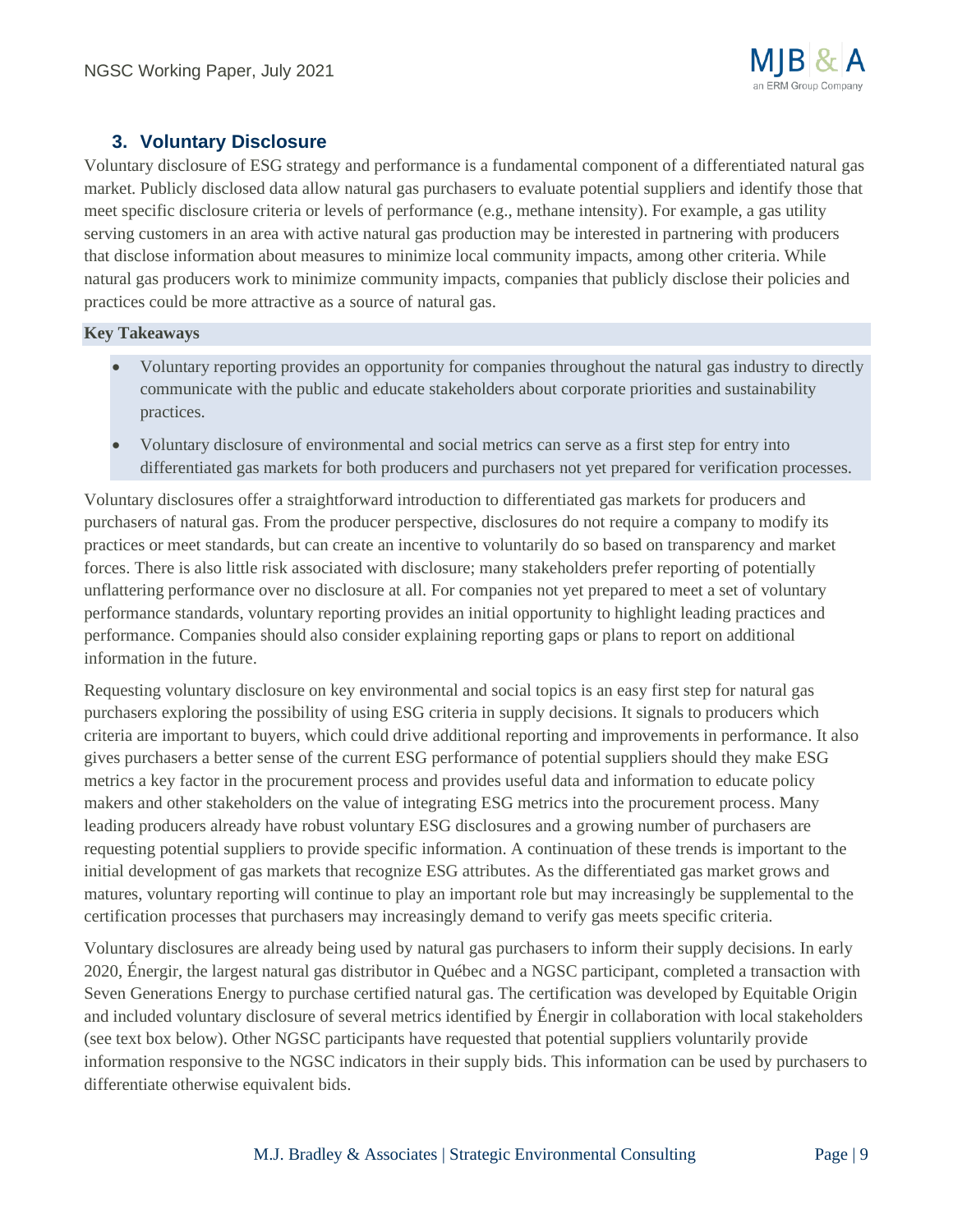## 3. Voluntary Disclosure

Voluntary disclosure of ESG strategy and performance is a fundamental component of a differentiated natural gas market. Publicly disclosed data allow natural gas purchasers to evaluate potential suppliers and identify those that meet specific disclosure criteria or levels of performance (e.g., methane intensity). For example, a gas utility serving customers in an area with active natural gas production may be interested in partnering with producers that disclose information about measures to minimize local community impacts, among other criteria. While natural gas producers work to minimize community impacts, companies that publicly disclose their policies and practices could be more attractive as a source of natural gas.

**Key Takeaways**

- Voluntary reporting provides an opportunity for companies throughout the natural gas industry to directly communicate with the public and educate stakeholders about corporate priorities and sustainability practices.
- Voluntary disclosure of environmental and social metrics can serve as a first step for entry into differentiated gas markets for both producers and purchasers not yet prepared for verification processes.

Voluntary disclosures offer a straightforward introduction to differentiated gas markets for producers and purchasers of natural gas. From the producer perspective, disclosures do not require a company to modify its practices or meet standards, but can create an incentive to voluntarily do so based on transparency and market forces. There is also little risk associated with disclosure; many stakeholders prefer reporting of potentially unflattering performance over no disclosure at all. For companies not yet prepared to meet a set of voluntary performance standards, voluntary reporting provides an initial opportunity to highlight leading practices and performance. Companies should also consider explaining reporting gaps or plans to report on additional information in the future.

Requesting voluntary disclosure on key environmental and social topics is an easy first step for natural gas purchasers exploring the possibility of using ESG criteria in supply decisions. It signals to producers which criteria are important to buyers, which could drive additional reporting and improvements in performance. It also gives purchasers a better sense of the current ESG performance of potential suppliers should they make ESG metrics a key factor in the procurement process and provides useful data and information to educate policy makers and other stakeholders on the value of integrating ESG metrics into the procurement process. Many leading producers already have robust voluntary ESG disclosures and a growing number of purchasers are requesting potential suppliers to provide specific information. A continuation of these trends is important to the initial development of gas markets that recognize ESG attributes. As the differentiated gas market grows and matures, voluntary reporting will continue to play an important role but may increasingly be supplemental to the certification processes that purchasers may increasingly demand to verify gas meets specific criteria.

Voluntary disclosures are already being used by natural gas purchasers to inform their supply decisions. In early 2020, Énergir, the largest natural gas distributor in Québec and a NGSC participant, completed a transaction with Seven Generations Energy to purchase certified natural gas. The certification was developed by Equitable Origin and included voluntary disclosure of several metrics identified by Énergir in collaboration with local stakeholders (see text box below). Other NGSC participants have requested that potential suppliers voluntarily provide information responsive to the NGSC indicators in their supply bids. This information can be used by purchasers to differentiate otherwise equivalent bids.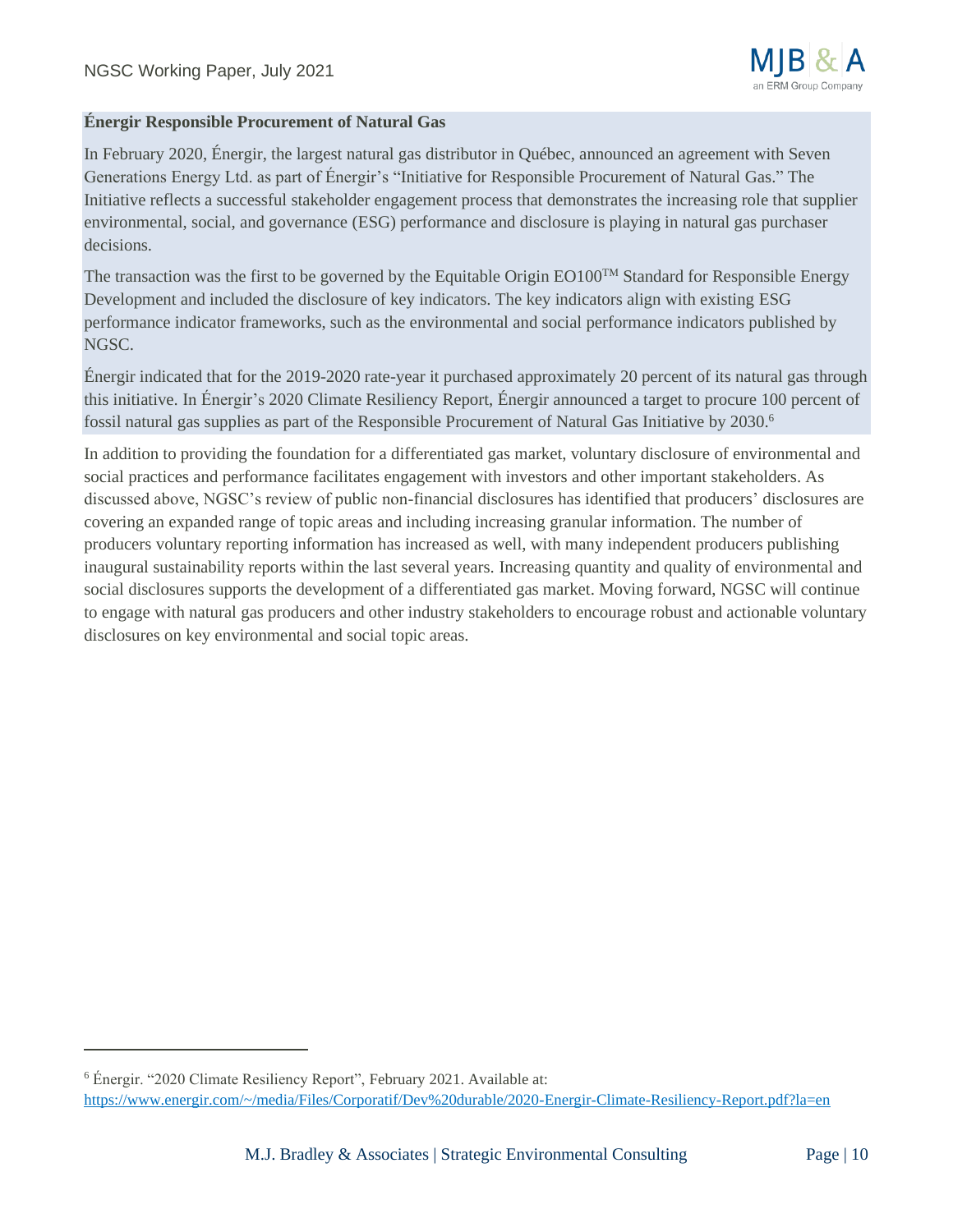**Énergir Responsible Procurement of Natural Gas**

In February 2020, Énergir, the largest natural gas distributor in Québec, announced an agreement with Seven Generations Energy Ltd. as part of Énergir's "Initiative for Responsible Procurement of Natural Gas." The Initiative reflects a successful stakeholder engagement process that demonstrates the increasing role that supplier environmental, social, and governance (ESG) performance and disclosure is playing in natural gas purchaser decisions.

The transaction was the first to be governed by the Equitable Origin EO100™ Standard for Responsible Energy Development and included the disclosure of key indicators. The key indicators align with existing ESG performance indicator frameworks, such as the environmental and social performance indicators published by NGSC.

Énergir indicated that for the 2019-2020 rate-year it purchased approximately 20 percent of its natural gas through this initiative. In Énergir's 2020 Climate Resiliency Report, Énergir announced a target to procure 100 percent of fossil natural gas supplies as part of the Responsible Procurement of Natural Gas Initiative by 2030.[6]

In addition to providing the foundation for a differentiated gas market, voluntary disclosure of environmental and social practices and performance facilitates engagement with investors and other important stakeholders. As discussed above, NGSC's review of public non-financial disclosures has identified that producers' disclosures are covering an expanded range of topic areas and including increasing granular information. The number of producers voluntary reporting information has increased as well, with many independent producers publishing inaugural sustainability reports within the last several years. Increasing quantity and quality of environmental and social disclosures supports the development of a differentiated gas market. Moving forward, NGSC will continue to engage with natural gas producers and other industry stakeholders to encourage robust and actionable voluntary disclosures on key environmental and social topic areas.

---

[6] Énergir. "2020 Climate Resiliency Report", February 2021. Available at: https://www.energir.com/~/media/Files/Corporatif/Dev%20durable/2020-Energir-Climate-Resiliency-Report.pdf?la=en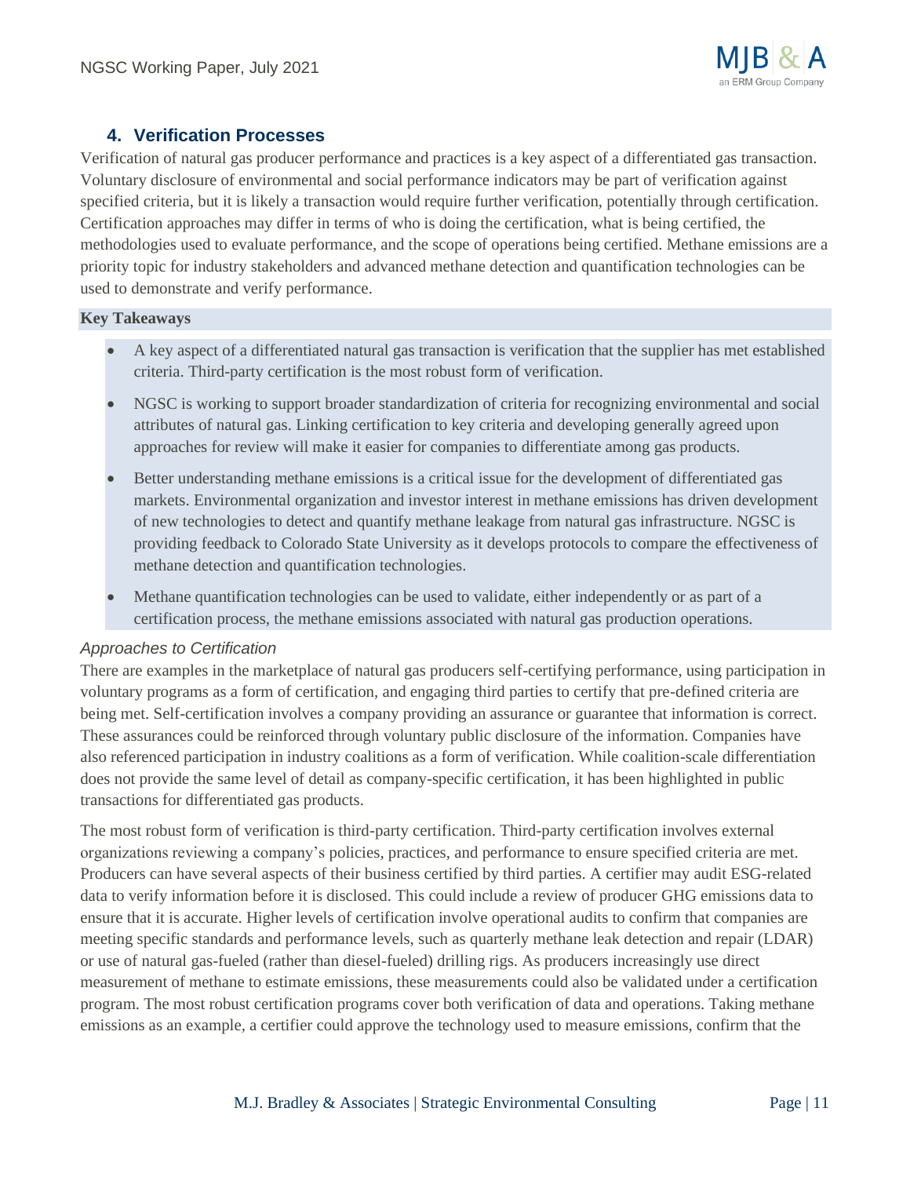## 4. Verification Processes

Verification of natural gas producer performance and practices is a key aspect of a differentiated gas transaction. Voluntary disclosure of environmental and social performance indicators may be part of verification against specified criteria, but it is likely a transaction would require further verification, potentially through certification. Certification approaches may differ in terms of who is doing the certification, what is being certified, the methodologies used to evaluate performance, and the scope of operations being certified. Methane emissions are a priority topic for industry stakeholders and advanced methane detection and quantification technologies can be used to demonstrate and verify performance.

**Key Takeaways**

- A key aspect of a differentiated natural gas transaction is verification that the supplier has met established criteria. Third-party certification is the most robust form of verification.
- NGSC is working to support broader standardization of criteria for recognizing environmental and social attributes of natural gas. Linking certification to key criteria and developing generally agreed upon approaches for review will make it easier for companies to differentiate among gas products.
- Better understanding methane emissions is a critical issue for the development of differentiated gas markets. Environmental organization and investor interest in methane emissions has driven development of new technologies to detect and quantify methane leakage from natural gas infrastructure. NGSC is providing feedback to Colorado State University as it develops protocols to compare the effectiveness of methane detection and quantification technologies.
- Methane quantification technologies can be used to validate, either independently or as part of a certification process, the methane emissions associated with natural gas production operations.

*Approaches to Certification*

There are examples in the marketplace of natural gas producers self-certifying performance, using participation in voluntary programs as a form of certification, and engaging third parties to certify that pre-defined criteria are being met. Self-certification involves a company providing an assurance or guarantee that information is correct. These assurances could be reinforced through voluntary public disclosure of the information. Companies have also referenced participation in industry coalitions as a form of verification. While coalition-scale differentiation does not provide the same level of detail as company-specific certification, it has been highlighted in public transactions for differentiated gas products.

The most robust form of verification is third-party certification. Third-party certification involves external organizations reviewing a company's policies, practices, and performance to ensure specified criteria are met. Producers can have several aspects of their business certified by third parties. A certifier may audit ESG-related data to verify information before it is disclosed. This could include a review of producer GHG emissions data to ensure that it is accurate. Higher levels of certification involve operational audits to confirm that companies are meeting specific standards and performance levels, such as quarterly methane leak detection and repair (LDAR) or use of natural gas-fueled (rather than diesel-fueled) drilling rigs. As producers increasingly use direct measurement of methane to estimate emissions, these measurements could also be validated under a certification program. The most robust certification programs cover both verification of data and operations. Taking methane emissions as an example, a certifier could approve the technology used to measure emissions, confirm that the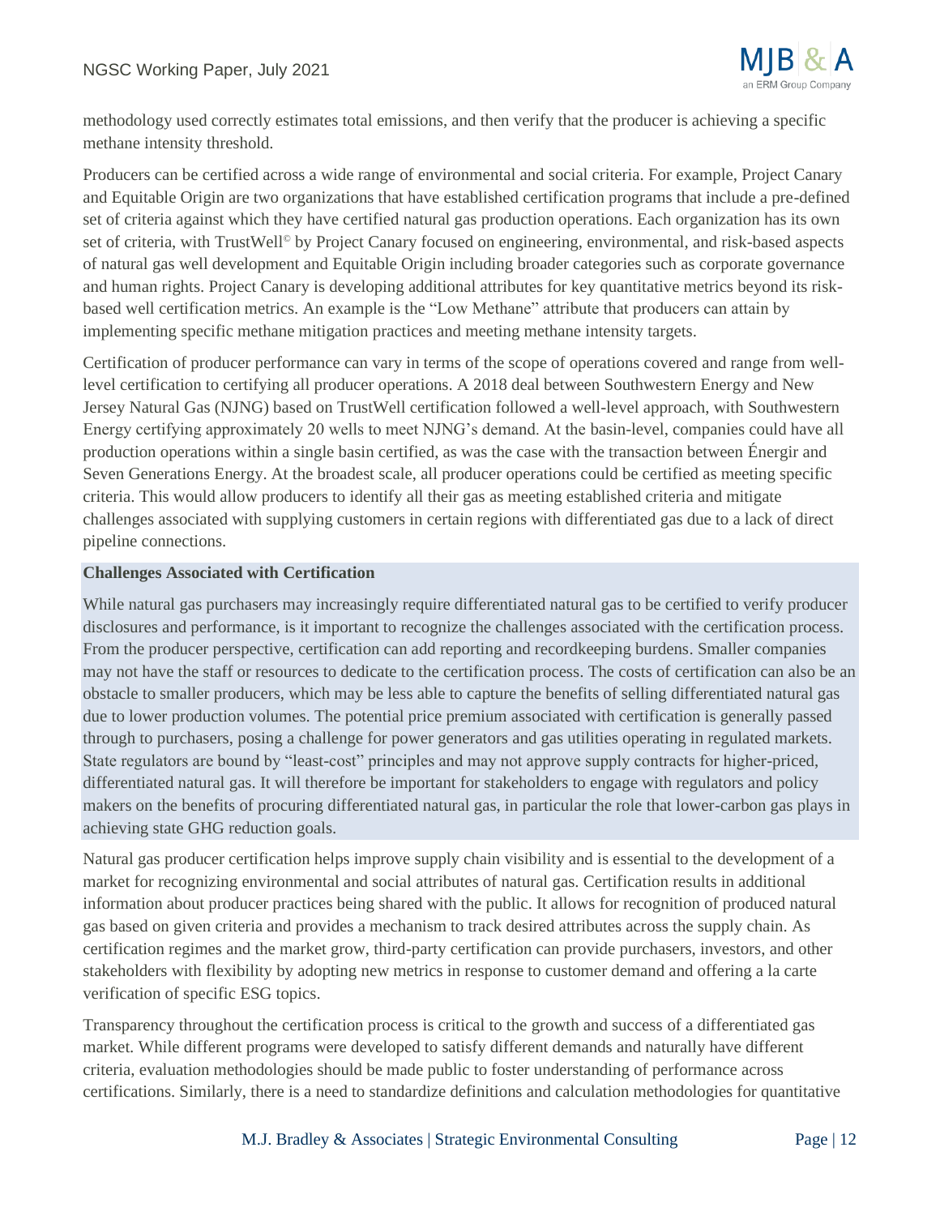methodology used correctly estimates total emissions, and then verify that the producer is achieving a specific methane intensity threshold.

Producers can be certified across a wide range of environmental and social criteria. For example, Project Canary and Equitable Origin are two organizations that have established certification programs that include a pre-defined set of criteria against which they have certified natural gas production operations. Each organization has its own set of criteria, with TrustWell© by Project Canary focused on engineering, environmental, and risk-based aspects of natural gas well development and Equitable Origin including broader categories such as corporate governance and human rights. Project Canary is developing additional attributes for key quantitative metrics beyond its risk-based well certification metrics. An example is the "Low Methane" attribute that producers can attain by implementing specific methane mitigation practices and meeting methane intensity targets.

Certification of producer performance can vary in terms of the scope of operations covered and range from well-level certification to certifying all producer operations. A 2018 deal between Southwestern Energy and New Jersey Natural Gas (NJNG) based on TrustWell certification followed a well-level approach, with Southwestern Energy certifying approximately 20 wells to meet NJNG's demand. At the basin-level, companies could have all production operations within a single basin certified, as was the case with the transaction between Énergir and Seven Generations Energy. At the broadest scale, all producer operations could be certified as meeting specific criteria. This would allow producers to identify all their gas as meeting established criteria and mitigate challenges associated with supplying customers in certain regions with differentiated gas due to a lack of direct pipeline connections.

**Challenges Associated with Certification**

While natural gas purchasers may increasingly require differentiated natural gas to be certified to verify producer disclosures and performance, is it important to recognize the challenges associated with the certification process. From the producer perspective, certification can add reporting and recordkeeping burdens. Smaller companies may not have the staff or resources to dedicate to the certification process. The costs of certification can also be an obstacle to smaller producers, which may be less able to capture the benefits of selling differentiated natural gas due to lower production volumes. The potential price premium associated with certification is generally passed through to purchasers, posing a challenge for power generators and gas utilities operating in regulated markets. State regulators are bound by "least-cost" principles and may not approve supply contracts for higher-priced, differentiated natural gas. It will therefore be important for stakeholders to engage with regulators and policy makers on the benefits of procuring differentiated natural gas, in particular the role that lower-carbon gas plays in achieving state GHG reduction goals.

Natural gas producer certification helps improve supply chain visibility and is essential to the development of a market for recognizing environmental and social attributes of natural gas. Certification results in additional information about producer practices being shared with the public. It allows for recognition of produced natural gas based on given criteria and provides a mechanism to track desired attributes across the supply chain. As certification regimes and the market grow, third-party certification can provide purchasers, investors, and other stakeholders with flexibility by adopting new metrics in response to customer demand and offering a la carte verification of specific ESG topics.

Transparency throughout the certification process is critical to the growth and success of a differentiated gas market. While different programs were developed to satisfy different demands and naturally have different criteria, evaluation methodologies should be made public to foster understanding of performance across certifications. Similarly, there is a need to standardize definitions and calculation methodologies for quantitative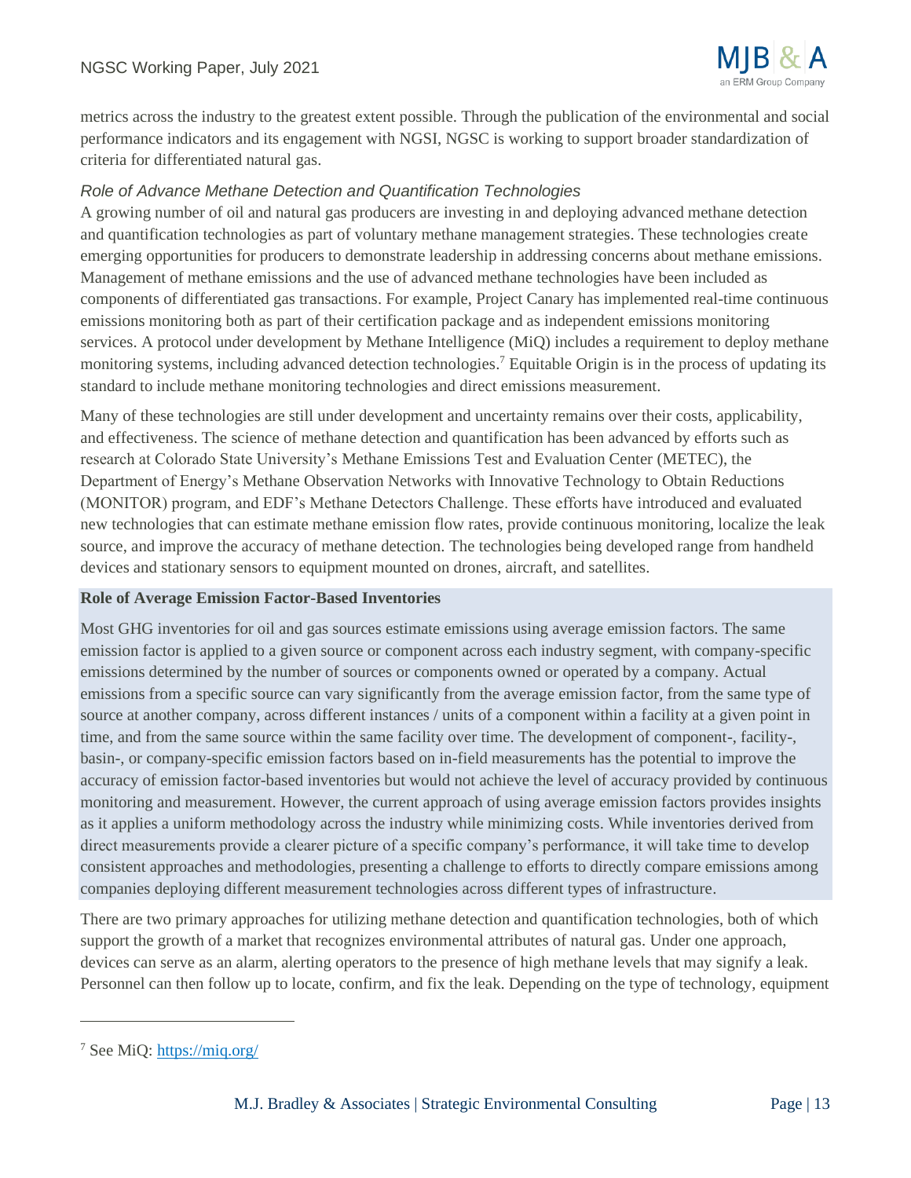metrics across the industry to the greatest extent possible. Through the publication of the environmental and social performance indicators and its engagement with NGSI, NGSC is working to support broader standardization of criteria for differentiated natural gas.

### *Role of Advance Methane Detection and Quantification Technologies*

A growing number of oil and natural gas producers are investing in and deploying advanced methane detection and quantification technologies as part of voluntary methane management strategies. These technologies create emerging opportunities for producers to demonstrate leadership in addressing concerns about methane emissions. Management of methane emissions and the use of advanced methane technologies have been included as components of differentiated gas transactions. For example, Project Canary has implemented real-time continuous emissions monitoring both as part of their certification package and as independent emissions monitoring services. A protocol under development by Methane Intelligence (MiQ) includes a requirement to deploy methane monitoring systems, including advanced detection technologies.[7] Equitable Origin is in the process of updating its standard to include methane monitoring technologies and direct emissions measurement.

Many of these technologies are still under development and uncertainty remains over their costs, applicability, and effectiveness. The science of methane detection and quantification has been advanced by efforts such as research at Colorado State University's Methane Emissions Test and Evaluation Center (METEC), the Department of Energy's Methane Observation Networks with Innovative Technology to Obtain Reductions (MONITOR) program, and EDF's Methane Detectors Challenge. These efforts have introduced and evaluated new technologies that can estimate methane emission flow rates, provide continuous monitoring, localize the leak source, and improve the accuracy of methane detection. The technologies being developed range from handheld devices and stationary sensors to equipment mounted on drones, aircraft, and satellites.

**Role of Average Emission Factor-Based Inventories**

Most GHG inventories for oil and gas sources estimate emissions using average emission factors. The same emission factor is applied to a given source or component across each industry segment, with company-specific emissions determined by the number of sources or components owned or operated by a company. Actual emissions from a specific source can vary significantly from the average emission factor, from the same type of source at another company, across different instances / units of a component within a facility at a given point in time, and from the same source within the same facility over time. The development of component-, facility-, basin-, or company-specific emission factors based on in-field measurements has the potential to improve the accuracy of emission factor-based inventories but would not achieve the level of accuracy provided by continuous monitoring and measurement. However, the current approach of using average emission factors provides insights as it applies a uniform methodology across the industry while minimizing costs. While inventories derived from direct measurements provide a clearer picture of a specific company's performance, it will take time to develop consistent approaches and methodologies, presenting a challenge to efforts to directly compare emissions among companies deploying different measurement technologies across different types of infrastructure.

There are two primary approaches for utilizing methane detection and quantification technologies, both of which support the growth of a market that recognizes environmental attributes of natural gas. Under one approach, devices can serve as an alarm, alerting operators to the presence of high methane levels that may signify a leak. Personnel can then follow up to locate, confirm, and fix the leak. Depending on the type of technology, equipment

[7] See MiQ: https://miq.org/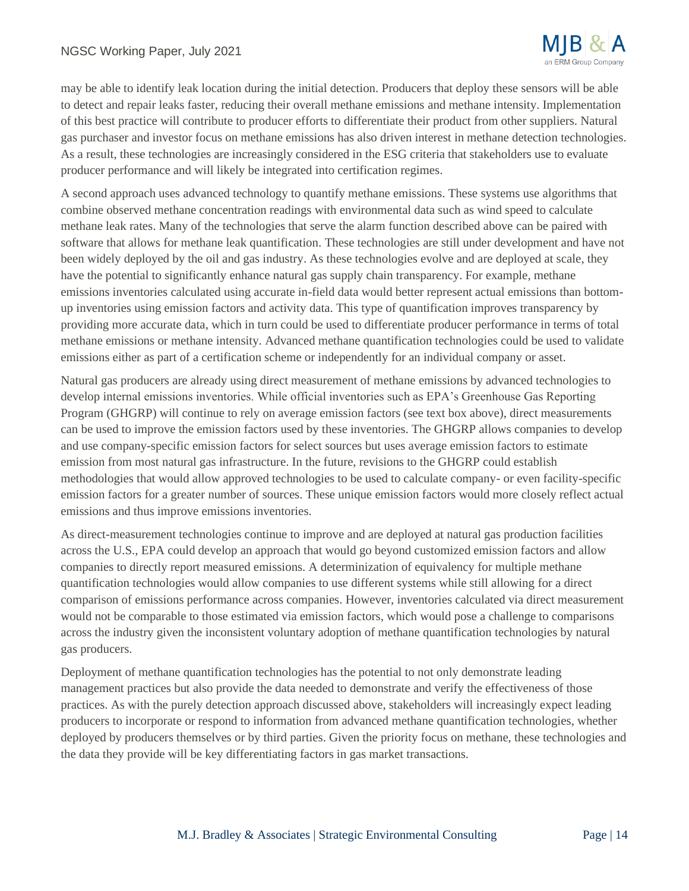may be able to identify leak location during the initial detection. Producers that deploy these sensors will be able to detect and repair leaks faster, reducing their overall methane emissions and methane intensity. Implementation of this best practice will contribute to producer efforts to differentiate their product from other suppliers. Natural gas purchaser and investor focus on methane emissions has also driven interest in methane detection technologies. As a result, these technologies are increasingly considered in the ESG criteria that stakeholders use to evaluate producer performance and will likely be integrated into certification regimes.

A second approach uses advanced technology to quantify methane emissions. These systems use algorithms that combine observed methane concentration readings with environmental data such as wind speed to calculate methane leak rates. Many of the technologies that serve the alarm function described above can be paired with software that allows for methane leak quantification. These technologies are still under development and have not been widely deployed by the oil and gas industry. As these technologies evolve and are deployed at scale, they have the potential to significantly enhance natural gas supply chain transparency. For example, methane emissions inventories calculated using accurate in-field data would better represent actual emissions than bottom-up inventories using emission factors and activity data. This type of quantification improves transparency by providing more accurate data, which in turn could be used to differentiate producer performance in terms of total methane emissions or methane intensity. Advanced methane quantification technologies could be used to validate emissions either as part of a certification scheme or independently for an individual company or asset.

Natural gas producers are already using direct measurement of methane emissions by advanced technologies to develop internal emissions inventories. While official inventories such as EPA's Greenhouse Gas Reporting Program (GHGRP) will continue to rely on average emission factors (see text box above), direct measurements can be used to improve the emission factors used by these inventories. The GHGRP allows companies to develop and use company-specific emission factors for select sources but uses average emission factors to estimate emission from most natural gas infrastructure. In the future, revisions to the GHGRP could establish methodologies that would allow approved technologies to be used to calculate company- or even facility-specific emission factors for a greater number of sources. These unique emission factors would more closely reflect actual emissions and thus improve emissions inventories.

As direct-measurement technologies continue to improve and are deployed at natural gas production facilities across the U.S., EPA could develop an approach that would go beyond customized emission factors and allow companies to directly report measured emissions. A determinization of equivalency for multiple methane quantification technologies would allow companies to use different systems while still allowing for a direct comparison of emissions performance across companies. However, inventories calculated via direct measurement would not be comparable to those estimated via emission factors, which would pose a challenge to comparisons across the industry given the inconsistent voluntary adoption of methane quantification technologies by natural gas producers.

Deployment of methane quantification technologies has the potential to not only demonstrate leading management practices but also provide the data needed to demonstrate and verify the effectiveness of those practices. As with the purely detection approach discussed above, stakeholders will increasingly expect leading producers to incorporate or respond to information from advanced methane quantification technologies, whether deployed by producers themselves or by third parties. Given the priority focus on methane, these technologies and the data they provide will be key differentiating factors in gas market transactions.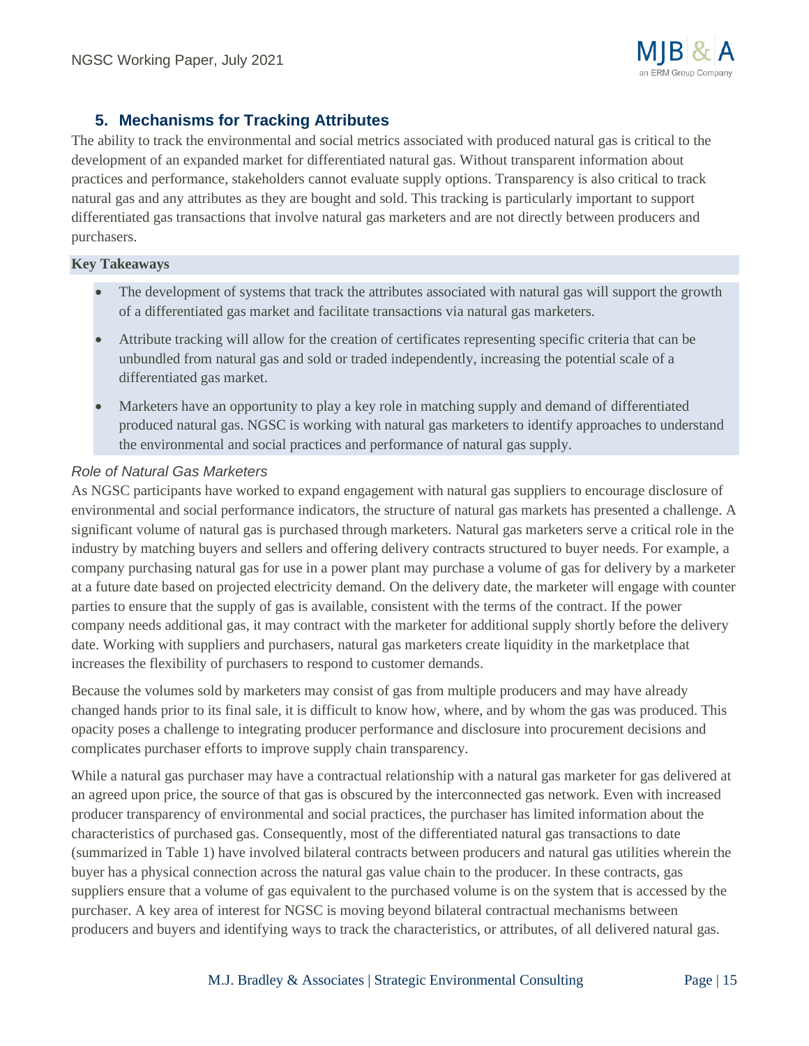## 5. Mechanisms for Tracking Attributes

The ability to track the environmental and social metrics associated with produced natural gas is critical to the development of an expanded market for differentiated natural gas. Without transparent information about practices and performance, stakeholders cannot evaluate supply options. Transparency is also critical to track natural gas and any attributes as they are bought and sold. This tracking is particularly important to support differentiated gas transactions that involve natural gas marketers and are not directly between producers and purchasers.

**Key Takeaways**

- The development of systems that track the attributes associated with natural gas will support the growth of a differentiated gas market and facilitate transactions via natural gas marketers.
- Attribute tracking will allow for the creation of certificates representing specific criteria that can be unbundled from natural gas and sold or traded independently, increasing the potential scale of a differentiated gas market.
- Marketers have an opportunity to play a key role in matching supply and demand of differentiated produced natural gas. NGSC is working with natural gas marketers to identify approaches to understand the environmental and social practices and performance of natural gas supply.

### *Role of Natural Gas Marketers*

As NGSC participants have worked to expand engagement with natural gas suppliers to encourage disclosure of environmental and social performance indicators, the structure of natural gas markets has presented a challenge. A significant volume of natural gas is purchased through marketers. Natural gas marketers serve a critical role in the industry by matching buyers and sellers and offering delivery contracts structured to buyer needs. For example, a company purchasing natural gas for use in a power plant may purchase a volume of gas for delivery by a marketer at a future date based on projected electricity demand. On the delivery date, the marketer will engage with counter parties to ensure that the supply of gas is available, consistent with the terms of the contract. If the power company needs additional gas, it may contract with the marketer for additional supply shortly before the delivery date. Working with suppliers and purchasers, natural gas marketers create liquidity in the marketplace that increases the flexibility of purchasers to respond to customer demands.

Because the volumes sold by marketers may consist of gas from multiple producers and may have already changed hands prior to its final sale, it is difficult to know how, where, and by whom the gas was produced. This opacity poses a challenge to integrating producer performance and disclosure into procurement decisions and complicates purchaser efforts to improve supply chain transparency.

While a natural gas purchaser may have a contractual relationship with a natural gas marketer for gas delivered at an agreed upon price, the source of that gas is obscured by the interconnected gas network. Even with increased producer transparency of environmental and social practices, the purchaser has limited information about the characteristics of purchased gas. Consequently, most of the differentiated natural gas transactions to date (summarized in Table 1) have involved bilateral contracts between producers and natural gas utilities wherein the buyer has a physical connection across the natural gas value chain to the producer. In these contracts, gas suppliers ensure that a volume of gas equivalent to the purchased volume is on the system that is accessed by the purchaser. A key area of interest for NGSC is moving beyond bilateral contractual mechanisms between producers and buyers and identifying ways to track the characteristics, or attributes, of all delivered natural gas.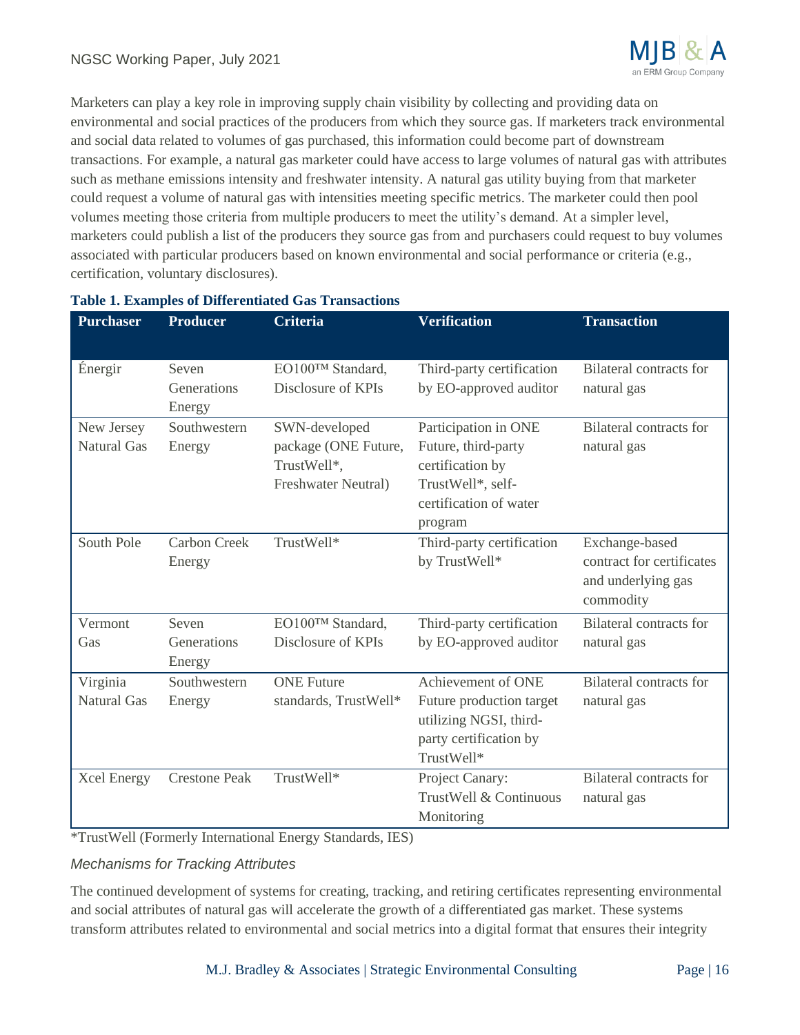Marketers can play a key role in improving supply chain visibility by collecting and providing data on environmental and social practices of the producers from which they source gas. If marketers track environmental and social data related to volumes of gas purchased, this information could become part of downstream transactions. For example, a natural gas marketer could have access to large volumes of natural gas with attributes such as methane emissions intensity and freshwater intensity. A natural gas utility buying from that marketer could request a volume of natural gas with intensities meeting specific metrics. The marketer could then pool volumes meeting those criteria from multiple producers to meet the utility's demand. At a simpler level, marketers could publish a list of the producers they source gas from and purchasers could request to buy volumes associated with particular producers based on known environmental and social performance or criteria (e.g., certification, voluntary disclosures).

**Table 1. Examples of Differentiated Gas Transactions**

| Purchaser | Producer | Criteria | Verification | Transaction |
|---|---|---|---|---|
| Énergir | Seven Generations Energy | EO100™ Standard, Disclosure of KPIs | Third-party certification by EO-approved auditor | Bilateral contracts for natural gas |
| New Jersey Natural Gas | Southwestern Energy | SWN-developed package (ONE Future, TrustWell*, Freshwater Neutral) | Participation in ONE Future, third-party certification by TrustWell*, self-certification of water program | Bilateral contracts for natural gas |
| South Pole | Carbon Creek Energy | TrustWell* | Third-party certification by TrustWell* | Exchange-based contract for certificates and underlying gas commodity |
| Vermont Gas | Seven Generations Energy | EO100™ Standard, Disclosure of KPIs | Third-party certification by EO-approved auditor | Bilateral contracts for natural gas |
| Virginia Natural Gas | Southwestern Energy | ONE Future standards, TrustWell* | Achievement of ONE Future production target utilizing NGSI, third-party certification by TrustWell* | Bilateral contracts for natural gas |
| Xcel Energy | Crestone Peak | TrustWell* | Project Canary: TrustWell & Continuous Monitoring | Bilateral contracts for natural gas |

*TrustWell (Formerly International Energy Standards, IES)

### *Mechanisms for Tracking Attributes*

The continued development of systems for creating, tracking, and retiring certificates representing environmental and social attributes of natural gas will accelerate the growth of a differentiated gas market. These systems transform attributes related to environmental and social metrics into a digital format that ensures their integrity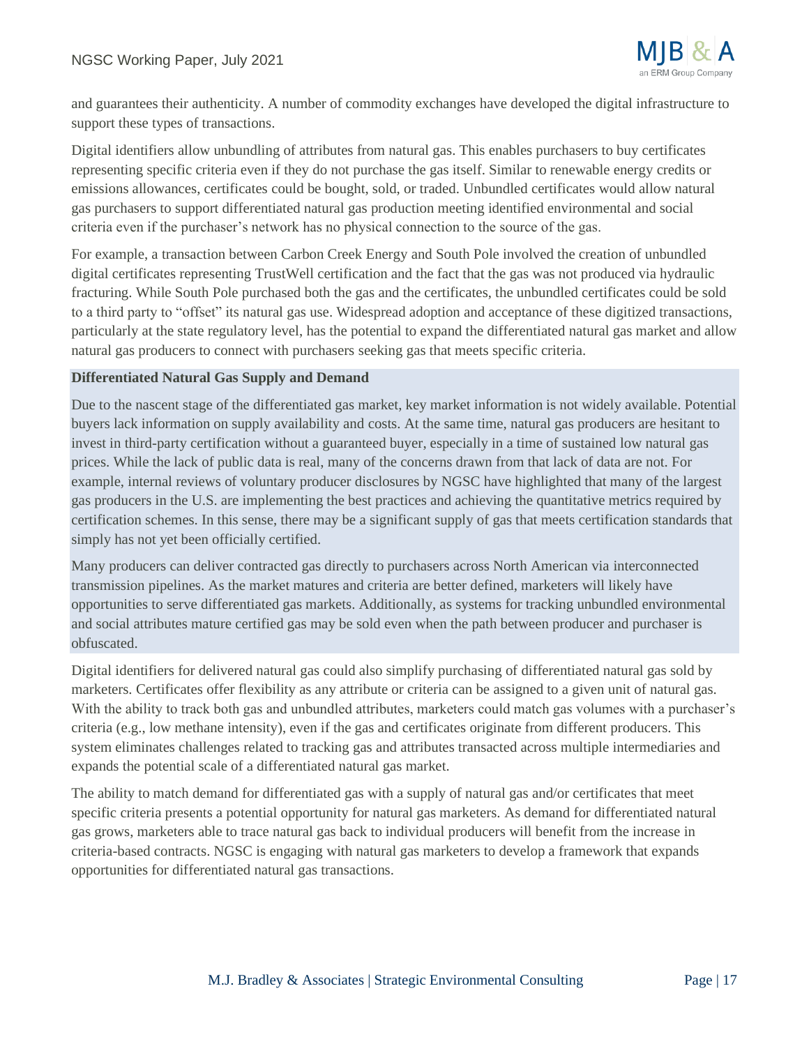and guarantees their authenticity. A number of commodity exchanges have developed the digital infrastructure to support these types of transactions.

Digital identifiers allow unbundling of attributes from natural gas. This enables purchasers to buy certificates representing specific criteria even if they do not purchase the gas itself. Similar to renewable energy credits or emissions allowances, certificates could be bought, sold, or traded. Unbundled certificates would allow natural gas purchasers to support differentiated natural gas production meeting identified environmental and social criteria even if the purchaser's network has no physical connection to the source of the gas.

For example, a transaction between Carbon Creek Energy and South Pole involved the creation of unbundled digital certificates representing TrustWell certification and the fact that the gas was not produced via hydraulic fracturing. While South Pole purchased both the gas and the certificates, the unbundled certificates could be sold to a third party to "offset" its natural gas use. Widespread adoption and acceptance of these digitized transactions, particularly at the state regulatory level, has the potential to expand the differentiated natural gas market and allow natural gas producers to connect with purchasers seeking gas that meets specific criteria.

**Differentiated Natural Gas Supply and Demand**

Due to the nascent stage of the differentiated gas market, key market information is not widely available. Potential buyers lack information on supply availability and costs. At the same time, natural gas producers are hesitant to invest in third-party certification without a guaranteed buyer, especially in a time of sustained low natural gas prices. While the lack of public data is real, many of the concerns drawn from that lack of data are not. For example, internal reviews of voluntary producer disclosures by NGSC have highlighted that many of the largest gas producers in the U.S. are implementing the best practices and achieving the quantitative metrics required by certification schemes. In this sense, there may be a significant supply of gas that meets certification standards that simply has not yet been officially certified.

Many producers can deliver contracted gas directly to purchasers across North American via interconnected transmission pipelines. As the market matures and criteria are better defined, marketers will likely have opportunities to serve differentiated gas markets. Additionally, as systems for tracking unbundled environmental and social attributes mature certified gas may be sold even when the path between producer and purchaser is obfuscated.

Digital identifiers for delivered natural gas could also simplify purchasing of differentiated natural gas sold by marketers. Certificates offer flexibility as any attribute or criteria can be assigned to a given unit of natural gas. With the ability to track both gas and unbundled attributes, marketers could match gas volumes with a purchaser's criteria (e.g., low methane intensity), even if the gas and certificates originate from different producers. This system eliminates challenges related to tracking gas and attributes transacted across multiple intermediaries and expands the potential scale of a differentiated natural gas market.

The ability to match demand for differentiated gas with a supply of natural gas and/or certificates that meet specific criteria presents a potential opportunity for natural gas marketers. As demand for differentiated natural gas grows, marketers able to trace natural gas back to individual producers will benefit from the increase in criteria-based contracts. NGSC is engaging with natural gas marketers to develop a framework that expands opportunities for differentiated natural gas transactions.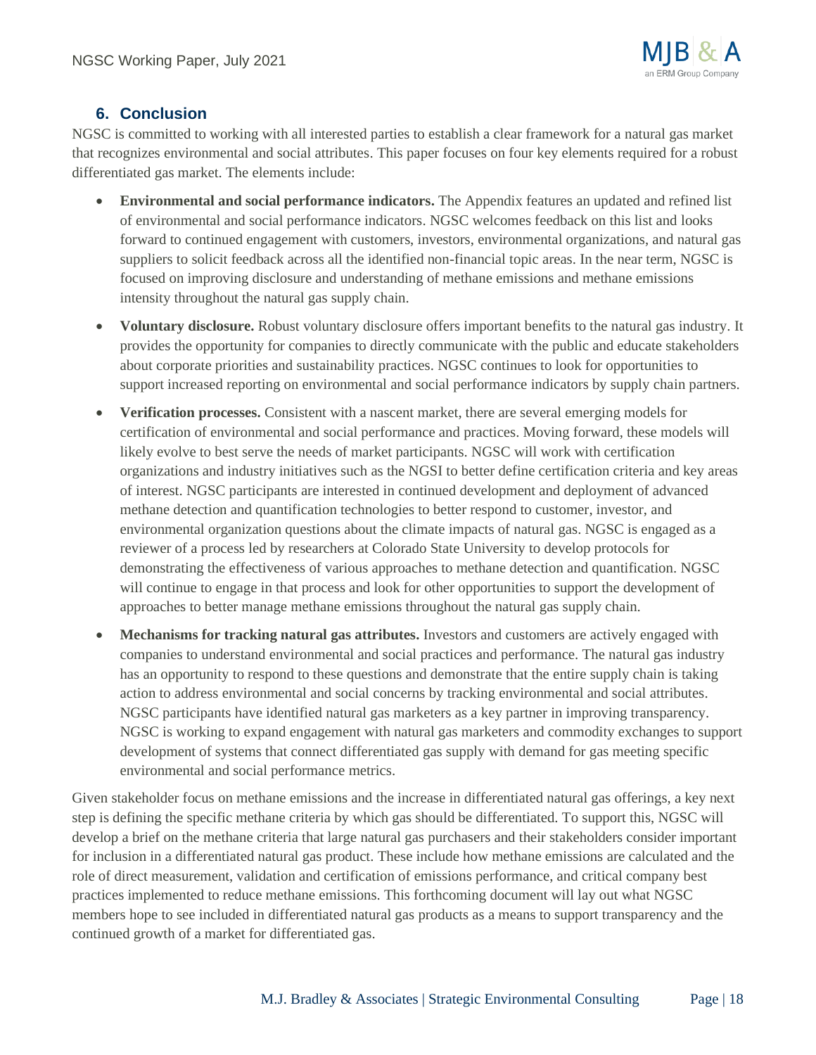## 6. Conclusion

NGSC is committed to working with all interested parties to establish a clear framework for a natural gas market that recognizes environmental and social attributes. This paper focuses on four key elements required for a robust differentiated gas market. The elements include:

- **Environmental and social performance indicators.** The Appendix features an updated and refined list of environmental and social performance indicators. NGSC welcomes feedback on this list and looks forward to continued engagement with customers, investors, environmental organizations, and natural gas suppliers to solicit feedback across all the identified non-financial topic areas. In the near term, NGSC is focused on improving disclosure and understanding of methane emissions and methane emissions intensity throughout the natural gas supply chain.
- **Voluntary disclosure.** Robust voluntary disclosure offers important benefits to the natural gas industry. It provides the opportunity for companies to directly communicate with the public and educate stakeholders about corporate priorities and sustainability practices. NGSC continues to look for opportunities to support increased reporting on environmental and social performance indicators by supply chain partners.
- **Verification processes.** Consistent with a nascent market, there are several emerging models for certification of environmental and social performance and practices. Moving forward, these models will likely evolve to best serve the needs of market participants. NGSC will work with certification organizations and industry initiatives such as the NGSI to better define certification criteria and key areas of interest. NGSC participants are interested in continued development and deployment of advanced methane detection and quantification technologies to better respond to customer, investor, and environmental organization questions about the climate impacts of natural gas. NGSC is engaged as a reviewer of a process led by researchers at Colorado State University to develop protocols for demonstrating the effectiveness of various approaches to methane detection and quantification. NGSC will continue to engage in that process and look for other opportunities to support the development of approaches to better manage methane emissions throughout the natural gas supply chain.
- **Mechanisms for tracking natural gas attributes.** Investors and customers are actively engaged with companies to understand environmental and social practices and performance. The natural gas industry has an opportunity to respond to these questions and demonstrate that the entire supply chain is taking action to address environmental and social concerns by tracking environmental and social attributes. NGSC participants have identified natural gas marketers as a key partner in improving transparency. NGSC is working to expand engagement with natural gas marketers and commodity exchanges to support development of systems that connect differentiated gas supply with demand for gas meeting specific environmental and social performance metrics.

Given stakeholder focus on methane emissions and the increase in differentiated natural gas offerings, a key next step is defining the specific methane criteria by which gas should be differentiated. To support this, NGSC will develop a brief on the methane criteria that large natural gas purchasers and their stakeholders consider important for inclusion in a differentiated natural gas product. These include how methane emissions are calculated and the role of direct measurement, validation and certification of emissions performance, and critical company best practices implemented to reduce methane emissions. This forthcoming document will lay out what NGSC members hope to see included in differentiated natural gas products as a means to support transparency and the continued growth of a market for differentiated gas.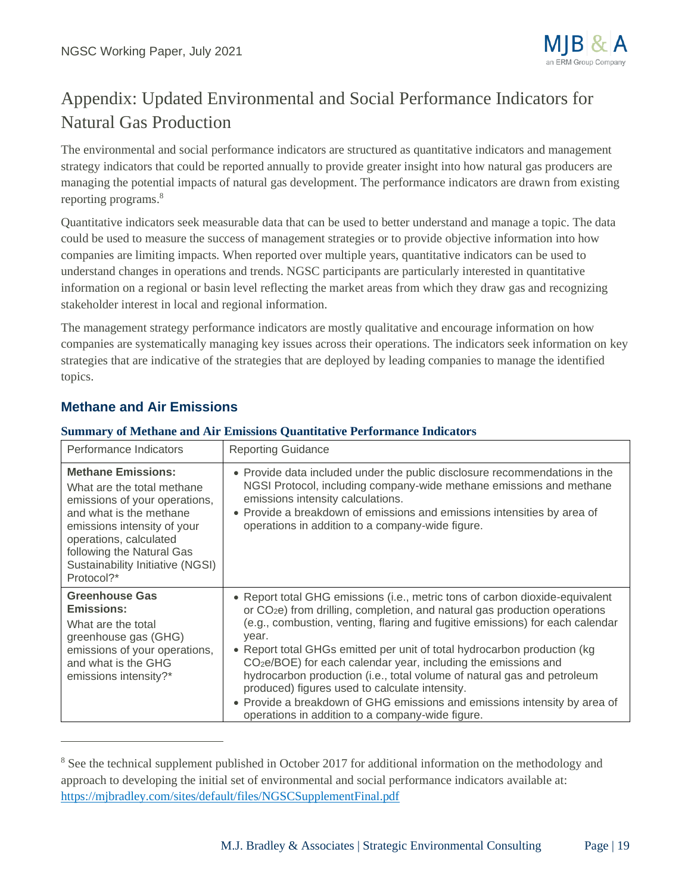# Appendix: Updated Environmental and Social Performance Indicators for Natural Gas Production

The environmental and social performance indicators are structured as quantitative indicators and management strategy indicators that could be reported annually to provide greater insight into how natural gas producers are managing the potential impacts of natural gas development. The performance indicators are drawn from existing reporting programs.[8]

Quantitative indicators seek measurable data that can be used to better understand and manage a topic. The data could be used to measure the success of management strategies or to provide objective information into how companies are limiting impacts. When reported over multiple years, quantitative indicators can be used to understand changes in operations and trends. NGSC participants are particularly interested in quantitative information on a regional or basin level reflecting the market areas from which they draw gas and recognizing stakeholder interest in local and regional information.

The management strategy performance indicators are mostly qualitative and encourage information on how companies are systematically managing key issues across their operations. The indicators seek information on key strategies that are indicative of the strategies that are deployed by leading companies to manage the identified topics.

## Methane and Air Emissions

**Summary of Methane and Air Emissions Quantitative Performance Indicators**

| Performance Indicators | Reporting Guidance |
|---|---|
| **Methane Emissions:** What are the total methane emissions of your operations, and what is the methane emissions intensity of your operations, calculated following the Natural Gas Sustainability Initiative (NGSI) Protocol?* | • Provide data included under the public disclosure recommendations in the NGSI Protocol, including company-wide methane emissions and methane emissions intensity calculations.<br>• Provide a breakdown of emissions and emissions intensities by area of operations in addition to a company-wide figure. |
| **Greenhouse Gas Emissions:** What are the total greenhouse gas (GHG) emissions of your operations, and what is the GHG emissions intensity?* | • Report total GHG emissions (i.e., metric tons of carbon dioxide-equivalent or $CO_2e$) from drilling, completion, and natural gas production operations (e.g., combustion, venting, flaring and fugitive emissions) for each calendar year.<br>• Report total GHGs emitted per unit of total hydrocarbon production (kg $CO_2e$/BOE) for each calendar year, including the emissions and hydrocarbon production (i.e., total volume of natural gas and petroleum produced) figures used to calculate intensity.<br>• Provide a breakdown of GHG emissions and emissions intensity by area of operations in addition to a company-wide figure. |

[8] See the technical supplement published in October 2017 for additional information on the methodology and approach to developing the initial set of environmental and social performance indicators available at: https://mjbradley.com/sites/default/files/NGSCSupplementFinal.pdf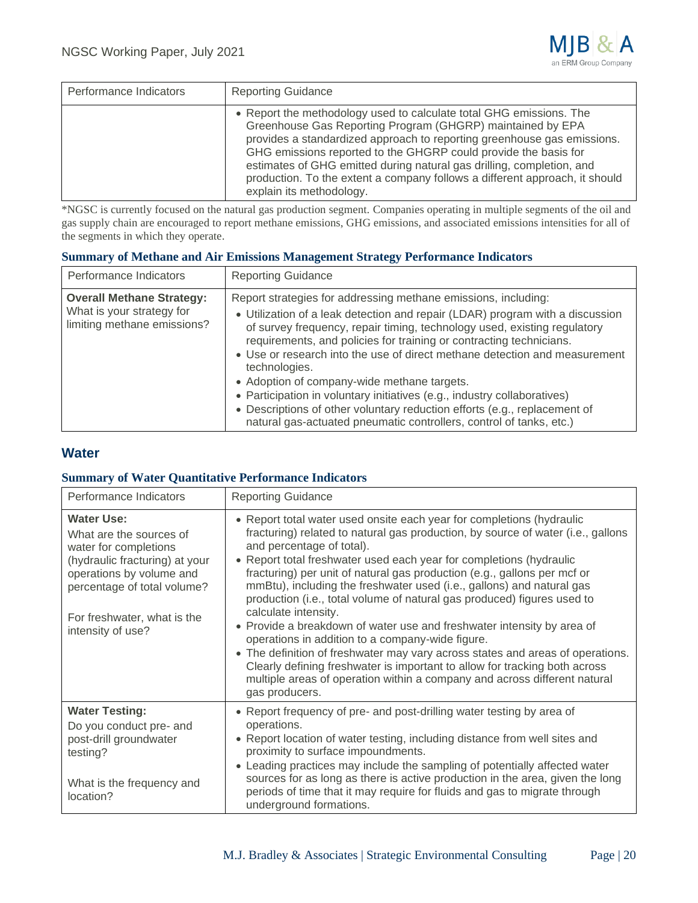| Performance Indicators | Reporting Guidance |
|---|---|
| | • Report the methodology used to calculate total GHG emissions. The Greenhouse Gas Reporting Program (GHGRP) maintained by EPA provides a standardized approach to reporting greenhouse gas emissions. GHG emissions reported to the GHGRP could provide the basis for estimates of GHG emitted during natural gas drilling, completion, and production. To the extent a company follows a different approach, it should explain its methodology. |

*NGSC is currently focused on the natural gas production segment. Companies operating in multiple segments of the oil and gas supply chain are encouraged to report methane emissions, GHG emissions, and associated emissions intensities for all of the segments in which they operate.

### Summary of Methane and Air Emissions Management Strategy Performance Indicators

| Performance Indicators | Reporting Guidance |
|---|---|
| **Overall Methane Strategy:** What is your strategy for limiting methane emissions? | Report strategies for addressing methane emissions, including: <br>• Utilization of a leak detection and repair (LDAR) program with a discussion of survey frequency, repair timing, technology used, existing regulatory requirements, and policies for training or contracting technicians. <br>• Use or research into the use of direct methane detection and measurement technologies. <br>• Adoption of company-wide methane targets. <br>• Participation in voluntary initiatives (e.g., industry collaboratives) <br>• Descriptions of other voluntary reduction efforts (e.g., replacement of natural gas-actuated pneumatic controllers, control of tanks, etc.) |

## Water

### Summary of Water Quantitative Performance Indicators

| Performance Indicators | Reporting Guidance |
|---|---|
| **Water Use:** What are the sources of water for completions (hydraulic fracturing) at your operations by volume and percentage of total volume? <br><br>For freshwater, what is the intensity of use? | • Report total water used onsite each year for completions (hydraulic fracturing) related to natural gas production, by source of water (i.e., gallons and percentage of total). <br>• Report total freshwater used each year for completions (hydraulic fracturing) per unit of natural gas production (e.g., gallons per mcf or mmBtu), including the freshwater used (i.e., gallons) and natural gas production (i.e., total volume of natural gas produced) figures used to calculate intensity. <br>• Provide a breakdown of water use and freshwater intensity by area of operations in addition to a company-wide figure. <br>• The definition of freshwater may vary across states and areas of operations. Clearly defining freshwater is important to allow for tracking both across multiple areas of operation within a company and across different natural gas producers. |
| **Water Testing:** Do you conduct pre- and post-drill groundwater testing? <br><br>What is the frequency and location? | • Report frequency of pre- and post-drilling water testing by area of operations. <br>• Report location of water testing, including distance from well sites and proximity to surface impoundments. <br>• Leading practices may include the sampling of potentially affected water sources for as long as there is active production in the area, given the long periods of time that it may require for fluids and gas to migrate through underground formations. |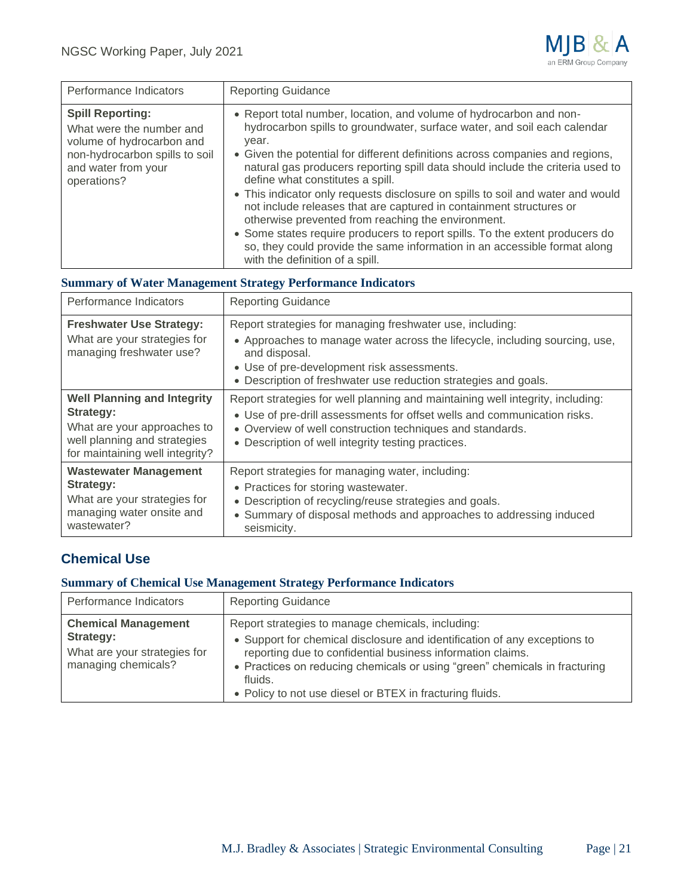| Performance Indicators | Reporting Guidance |
|---|---|
| **Spill Reporting:** What were the number and volume of hydrocarbon and non-hydrocarbon spills to soil and water from your operations? | • Report total number, location, and volume of hydrocarbon and non-hydrocarbon spills to groundwater, surface water, and soil each calendar year. • Given the potential for different definitions across companies and regions, natural gas producers reporting spill data should include the criteria used to define what constitutes a spill. • This indicator only requests disclosure on spills to soil and water and would not include releases that are captured in containment structures or otherwise prevented from reaching the environment. • Some states require producers to report spills. To the extent producers do so, they could provide the same information in an accessible format along with the definition of a spill. |

### Summary of Water Management Strategy Performance Indicators

| Performance Indicators | Reporting Guidance |
|---|---|
| **Freshwater Use Strategy:** What are your strategies for managing freshwater use? | Report strategies for managing freshwater use, including: • Approaches to manage water across the lifecycle, including sourcing, use, and disposal. • Use of pre-development risk assessments. • Description of freshwater use reduction strategies and goals. |
| **Well Planning and Integrity Strategy:** What are your approaches to well planning and strategies for maintaining well integrity? | Report strategies for well planning and maintaining well integrity, including: • Use of pre-drill assessments for offset wells and communication risks. • Overview of well construction techniques and standards. • Description of well integrity testing practices. |
| **Wastewater Management Strategy:** What are your strategies for managing water onsite and wastewater? | Report strategies for managing water, including: • Practices for storing wastewater. • Description of recycling/reuse strategies and goals. • Summary of disposal methods and approaches to addressing induced seismicity. |

## Chemical Use

### Summary of Chemical Use Management Strategy Performance Indicators

| Performance Indicators | Reporting Guidance |
|---|---|
| **Chemical Management Strategy:** What are your strategies for managing chemicals? | Report strategies to manage chemicals, including: • Support for chemical disclosure and identification of any exceptions to reporting due to confidential business information claims. • Practices on reducing chemicals or using "green" chemicals in fracturing fluids. • Policy to not use diesel or BTEX in fracturing fluids. |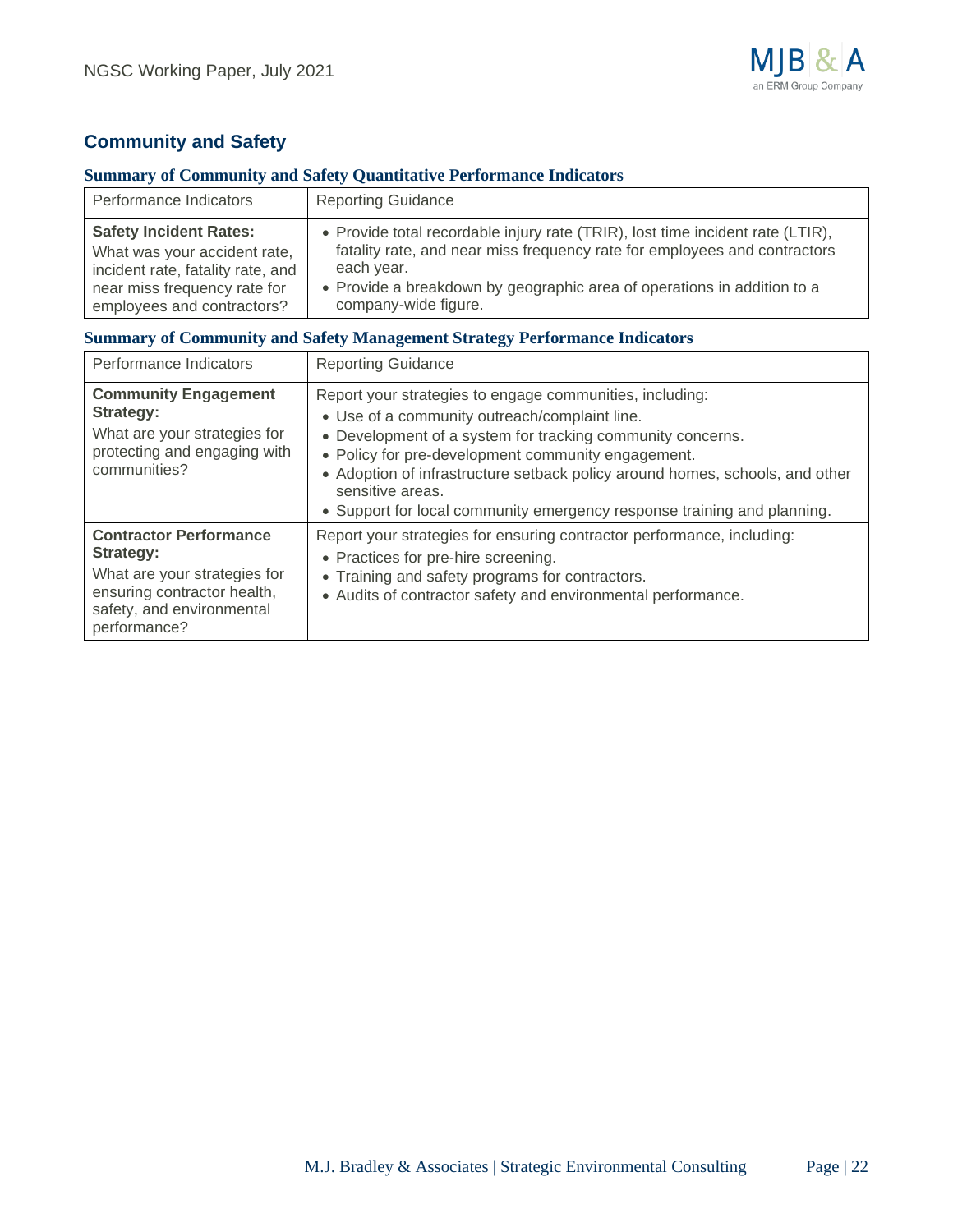## Community and Safety

### Summary of Community and Safety Quantitative Performance Indicators

| Performance Indicators | Reporting Guidance |
| --- | --- |
| **Safety Incident Rates:** What was your accident rate, incident rate, fatality rate, and near miss frequency rate for employees and contractors? | • Provide total recordable injury rate (TRIR), lost time incident rate (LTIR), fatality rate, and near miss frequency rate for employees and contractors each year.<br>• Provide a breakdown by geographic area of operations in addition to a company-wide figure. |

### Summary of Community and Safety Management Strategy Performance Indicators

| Performance Indicators | Reporting Guidance |
| --- | --- |
| **Community Engagement Strategy:** What are your strategies for protecting and engaging with communities? | Report your strategies to engage communities, including:<br>• Use of a community outreach/complaint line.<br>• Development of a system for tracking community concerns.<br>• Policy for pre-development community engagement.<br>• Adoption of infrastructure setback policy around homes, schools, and other sensitive areas.<br>• Support for local community emergency response training and planning. |
| **Contractor Performance Strategy:** What are your strategies for ensuring contractor health, safety, and environmental performance? | Report your strategies for ensuring contractor performance, including:<br>• Practices for pre-hire screening.<br>• Training and safety programs for contractors.<br>• Audits of contractor safety and environmental performance. |